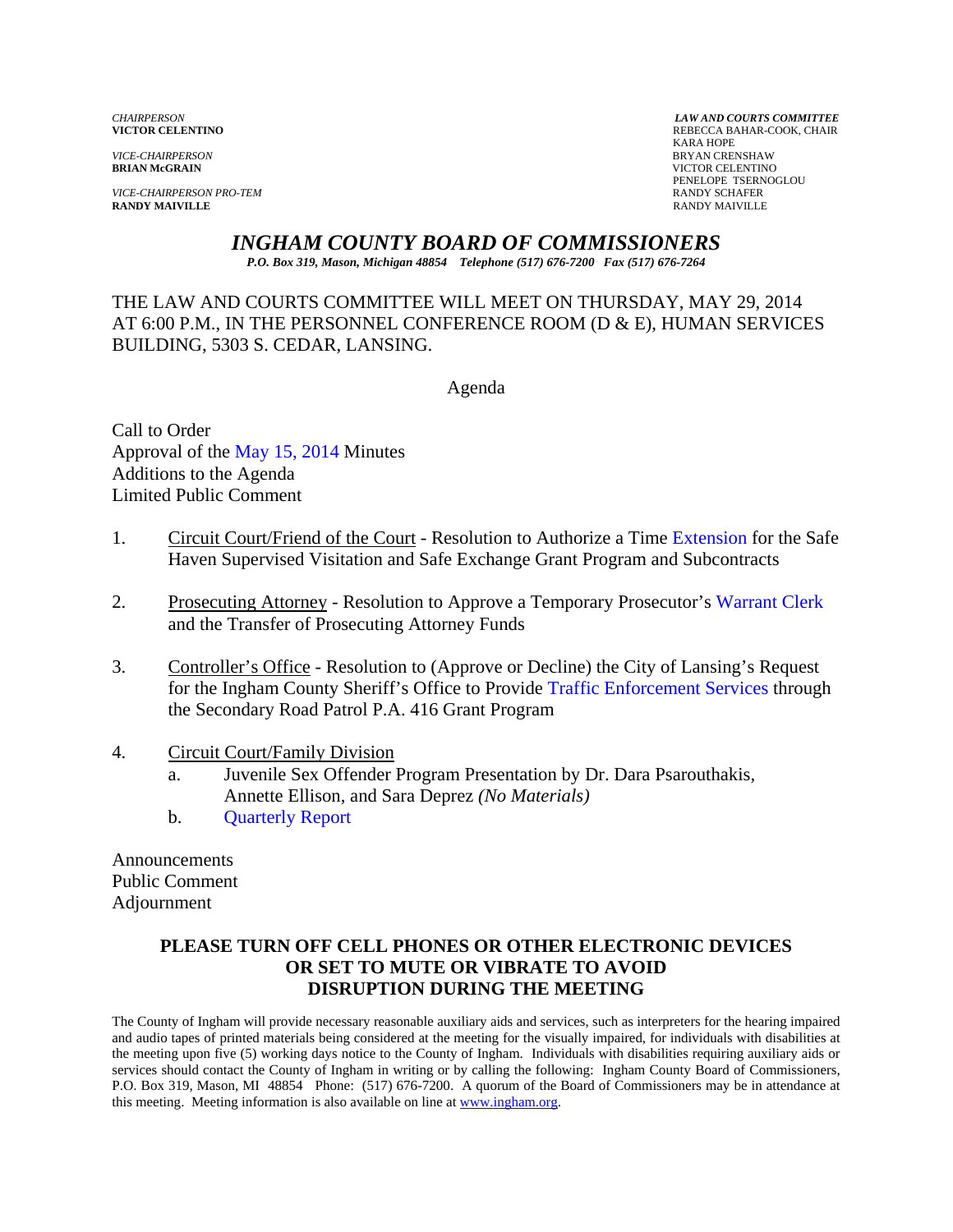*CHAIRPERSON*
**VICTOR CELENTINO**

*VICE-CHAIRPERSON*
**BRIAN McGRAIN**

*VICE-CHAIRPERSON PRO-TEM*
**RANDY MAIVILLE**

***LAW AND COURTS COMMITTEE***
REBECCA BAHAR-COOK, CHAIR
KARA HOPE
BRYAN CRENSHAW
VICTOR CELENTINO
PENELOPE TSERNOGLOU
RANDY SCHAFER
RANDY MAIVILLE

# *INGHAM COUNTY BOARD OF COMMISSIONERS*

*P.O. Box 319, Mason, Michigan 48854 Telephone (517) 676-7200 Fax (517) 676-7264*

THE LAW AND COURTS COMMITTEE WILL MEET ON THURSDAY, MAY 29, 2014 AT 6:00 P.M., IN THE PERSONNEL CONFERENCE ROOM (D & E), HUMAN SERVICES BUILDING, 5303 S. CEDAR, LANSING.

Agenda

Call to Order
Approval of the May 15, 2014 Minutes
Additions to the Agenda
Limited Public Comment

1. Circuit Court/Friend of the Court - Resolution to Authorize a Time Extension for the Safe Haven Supervised Visitation and Safe Exchange Grant Program and Subcontracts

2. Prosecuting Attorney - Resolution to Approve a Temporary Prosecutor's Warrant Clerk and the Transfer of Prosecuting Attorney Funds

3. Controller's Office - Resolution to (Approve or Decline) the City of Lansing's Request for the Ingham County Sheriff's Office to Provide Traffic Enforcement Services through the Secondary Road Patrol P.A. 416 Grant Program

4. Circuit Court/Family Division
   a. Juvenile Sex Offender Program Presentation by Dr. Dara Psarouthakis, Annette Ellison, and Sara Deprez *(No Materials)*
   b. Quarterly Report

Announcements
Public Comment
Adjournment

**PLEASE TURN OFF CELL PHONES OR OTHER ELECTRONIC DEVICES OR SET TO MUTE OR VIBRATE TO AVOID DISRUPTION DURING THE MEETING**

The County of Ingham will provide necessary reasonable auxiliary aids and services, such as interpreters for the hearing impaired and audio tapes of printed materials being considered at the meeting for the visually impaired, for individuals with disabilities at the meeting upon five (5) working days notice to the County of Ingham. Individuals with disabilities requiring auxiliary aids or services should contact the County of Ingham in writing or by calling the following: Ingham County Board of Commissioners, P.O. Box 319, Mason, MI 48854 Phone: (517) 676-7200. A quorum of the Board of Commissioners may be in attendance at this meeting. Meeting information is also available on line at www.ingham.org.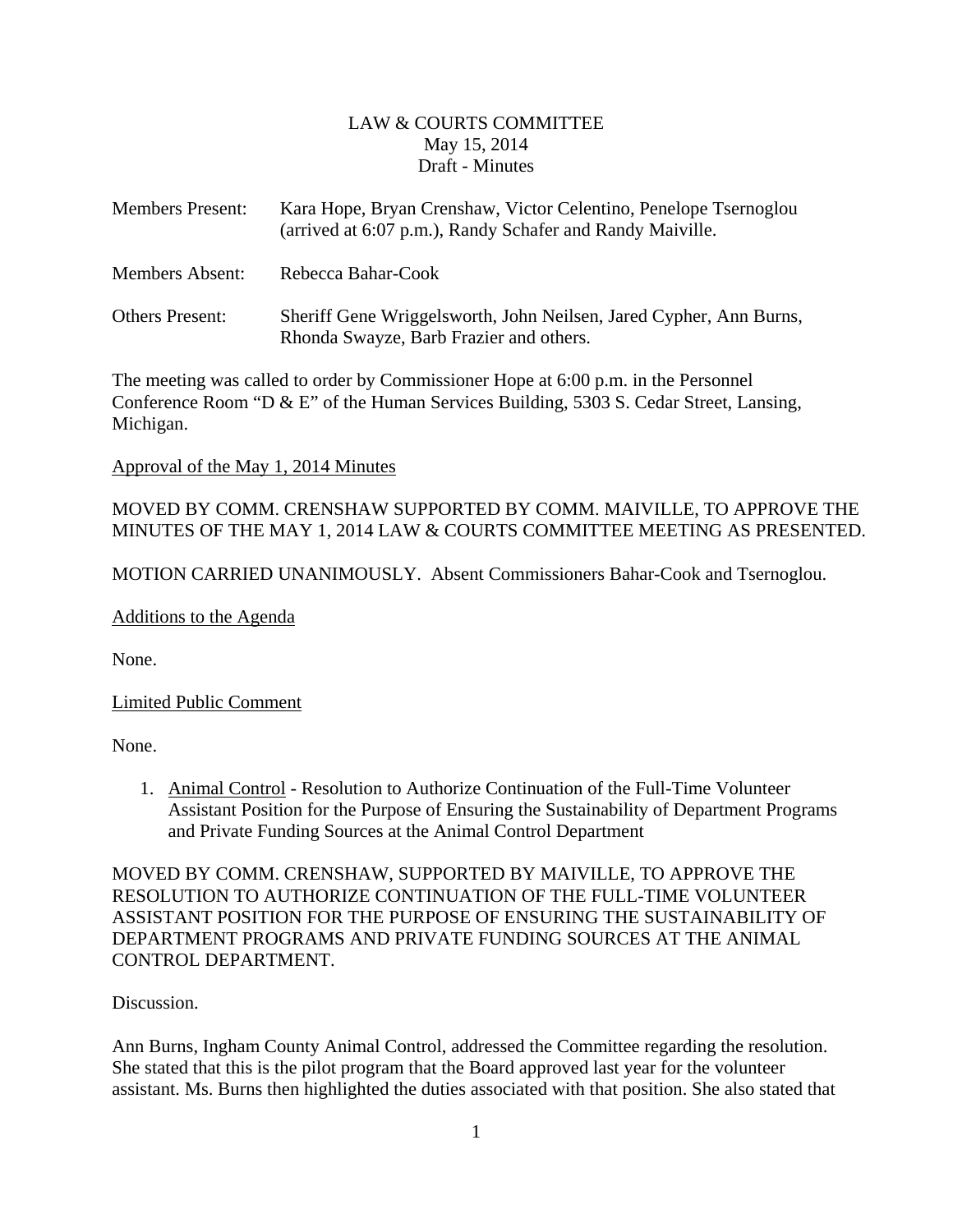# LAW & COURTS COMMITTEE
May 15, 2014
Draft - Minutes

Members Present: Kara Hope, Bryan Crenshaw, Victor Celentino, Penelope Tsernoglou (arrived at 6:07 p.m.), Randy Schafer and Randy Maiville.

Members Absent: Rebecca Bahar-Cook

Others Present: Sheriff Gene Wriggelsworth, John Neilsen, Jared Cypher, Ann Burns, Rhonda Swayze, Barb Frazier and others.

The meeting was called to order by Commissioner Hope at 6:00 p.m. in the Personnel Conference Room "D & E" of the Human Services Building, 5303 S. Cedar Street, Lansing, Michigan.

Approval of the May 1, 2014 Minutes

MOVED BY COMM. CRENSHAW SUPPORTED BY COMM. MAIVILLE, TO APPROVE THE MINUTES OF THE MAY 1, 2014 LAW & COURTS COMMITTEE MEETING AS PRESENTED.

MOTION CARRIED UNANIMOUSLY. Absent Commissioners Bahar-Cook and Tsernoglou.

Additions to the Agenda

None.

Limited Public Comment

None.

1. Animal Control - Resolution to Authorize Continuation of the Full-Time Volunteer Assistant Position for the Purpose of Ensuring the Sustainability of Department Programs and Private Funding Sources at the Animal Control Department

MOVED BY COMM. CRENSHAW, SUPPORTED BY MAIVILLE, TO APPROVE THE RESOLUTION TO AUTHORIZE CONTINUATION OF THE FULL-TIME VOLUNTEER ASSISTANT POSITION FOR THE PURPOSE OF ENSURING THE SUSTAINABILITY OF DEPARTMENT PROGRAMS AND PRIVATE FUNDING SOURCES AT THE ANIMAL CONTROL DEPARTMENT.

Discussion.

Ann Burns, Ingham County Animal Control, addressed the Committee regarding the resolution. She stated that this is the pilot program that the Board approved last year for the volunteer assistant. Ms. Burns then highlighted the duties associated with that position. She also stated that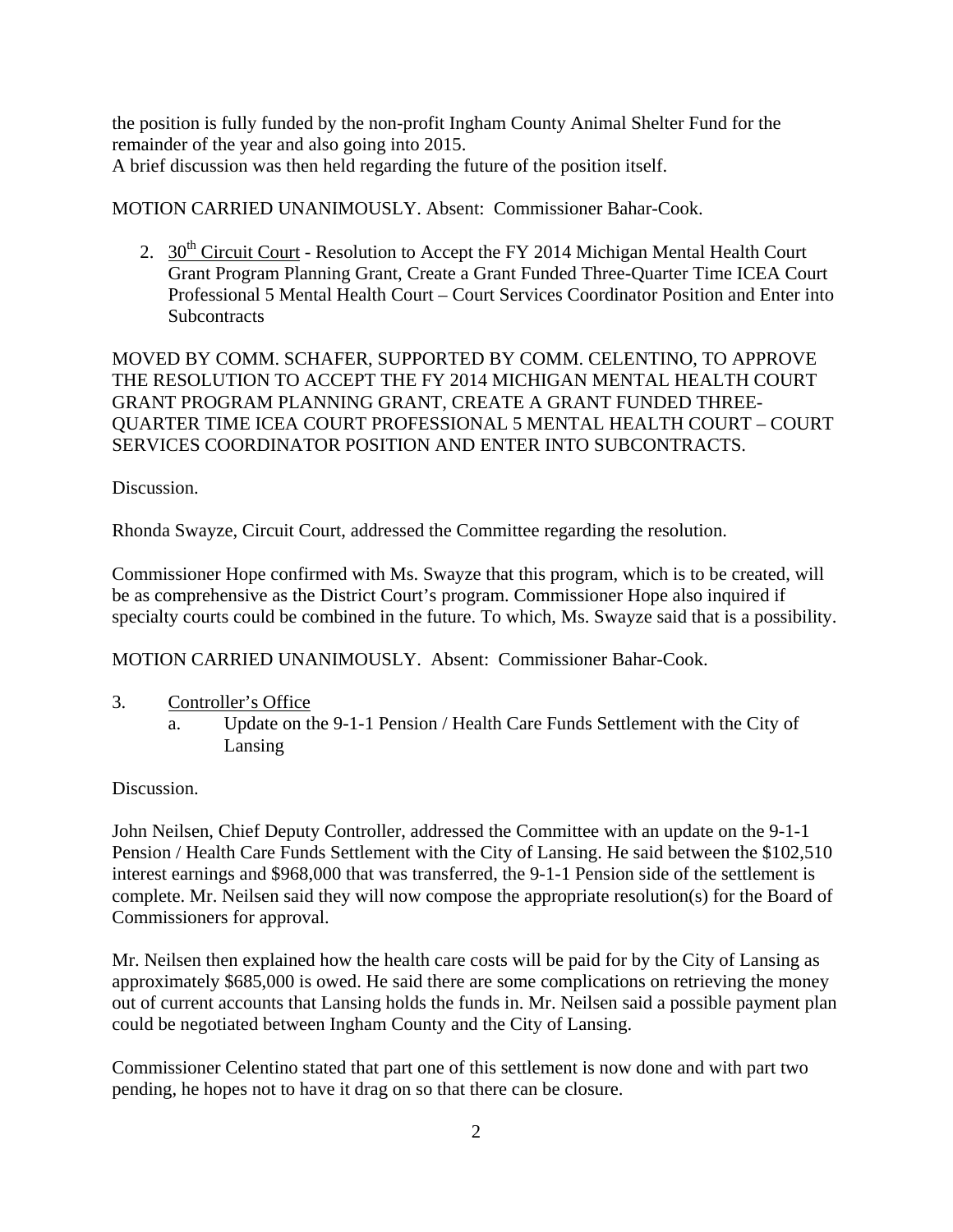the position is fully funded by the non-profit Ingham County Animal Shelter Fund for the remainder of the year and also going into 2015.
A brief discussion was then held regarding the future of the position itself.

MOTION CARRIED UNANIMOUSLY. Absent: Commissioner Bahar-Cook.

2. 30th Circuit Court - Resolution to Accept the FY 2014 Michigan Mental Health Court Grant Program Planning Grant, Create a Grant Funded Three-Quarter Time ICEA Court Professional 5 Mental Health Court – Court Services Coordinator Position and Enter into Subcontracts

MOVED BY COMM. SCHAFER, SUPPORTED BY COMM. CELENTINO, TO APPROVE THE RESOLUTION TO ACCEPT THE FY 2014 MICHIGAN MENTAL HEALTH COURT GRANT PROGRAM PLANNING GRANT, CREATE A GRANT FUNDED THREE-QUARTER TIME ICEA COURT PROFESSIONAL 5 MENTAL HEALTH COURT – COURT SERVICES COORDINATOR POSITION AND ENTER INTO SUBCONTRACTS.

Discussion.

Rhonda Swayze, Circuit Court, addressed the Committee regarding the resolution.

Commissioner Hope confirmed with Ms. Swayze that this program, which is to be created, will be as comprehensive as the District Court's program. Commissioner Hope also inquired if specialty courts could be combined in the future. To which, Ms. Swayze said that is a possibility.

MOTION CARRIED UNANIMOUSLY. Absent: Commissioner Bahar-Cook.

3. Controller's Office
   a. Update on the 9-1-1 Pension / Health Care Funds Settlement with the City of Lansing

Discussion.

John Neilsen, Chief Deputy Controller, addressed the Committee with an update on the 9-1-1 Pension / Health Care Funds Settlement with the City of Lansing. He said between the $102,510 interest earnings and $968,000 that was transferred, the 9-1-1 Pension side of the settlement is complete. Mr. Neilsen said they will now compose the appropriate resolution(s) for the Board of Commissioners for approval.

Mr. Neilsen then explained how the health care costs will be paid for by the City of Lansing as approximately $685,000 is owed. He said there are some complications on retrieving the money out of current accounts that Lansing holds the funds in. Mr. Neilsen said a possible payment plan could be negotiated between Ingham County and the City of Lansing.

Commissioner Celentino stated that part one of this settlement is now done and with part two pending, he hopes not to have it drag on so that there can be closure.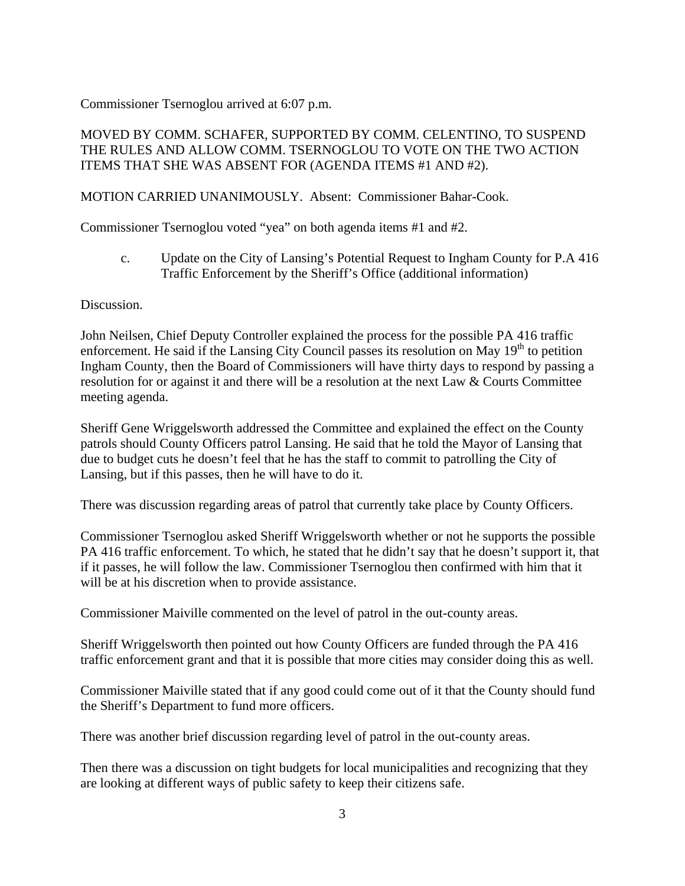Commissioner Tsernoglou arrived at 6:07 p.m.

MOVED BY COMM. SCHAFER, SUPPORTED BY COMM. CELENTINO, TO SUSPEND THE RULES AND ALLOW COMM. TSERNOGLOU TO VOTE ON THE TWO ACTION ITEMS THAT SHE WAS ABSENT FOR (AGENDA ITEMS #1 AND #2).

MOTION CARRIED UNANIMOUSLY. Absent: Commissioner Bahar-Cook.

Commissioner Tsernoglou voted "yea" on both agenda items #1 and #2.

c. Update on the City of Lansing's Potential Request to Ingham County for P.A 416 Traffic Enforcement by the Sheriff's Office (additional information)

Discussion.

John Neilsen, Chief Deputy Controller explained the process for the possible PA 416 traffic enforcement. He said if the Lansing City Council passes its resolution on May 19th to petition Ingham County, then the Board of Commissioners will have thirty days to respond by passing a resolution for or against it and there will be a resolution at the next Law & Courts Committee meeting agenda.

Sheriff Gene Wriggelsworth addressed the Committee and explained the effect on the County patrols should County Officers patrol Lansing. He said that he told the Mayor of Lansing that due to budget cuts he doesn't feel that he has the staff to commit to patrolling the City of Lansing, but if this passes, then he will have to do it.

There was discussion regarding areas of patrol that currently take place by County Officers.

Commissioner Tsernoglou asked Sheriff Wriggelsworth whether or not he supports the possible PA 416 traffic enforcement. To which, he stated that he didn't say that he doesn't support it, that if it passes, he will follow the law. Commissioner Tsernoglou then confirmed with him that it will be at his discretion when to provide assistance.

Commissioner Maiville commented on the level of patrol in the out-county areas.

Sheriff Wriggelsworth then pointed out how County Officers are funded through the PA 416 traffic enforcement grant and that it is possible that more cities may consider doing this as well.

Commissioner Maiville stated that if any good could come out of it that the County should fund the Sheriff's Department to fund more officers.

There was another brief discussion regarding level of patrol in the out-county areas.

Then there was a discussion on tight budgets for local municipalities and recognizing that they are looking at different ways of public safety to keep their citizens safe.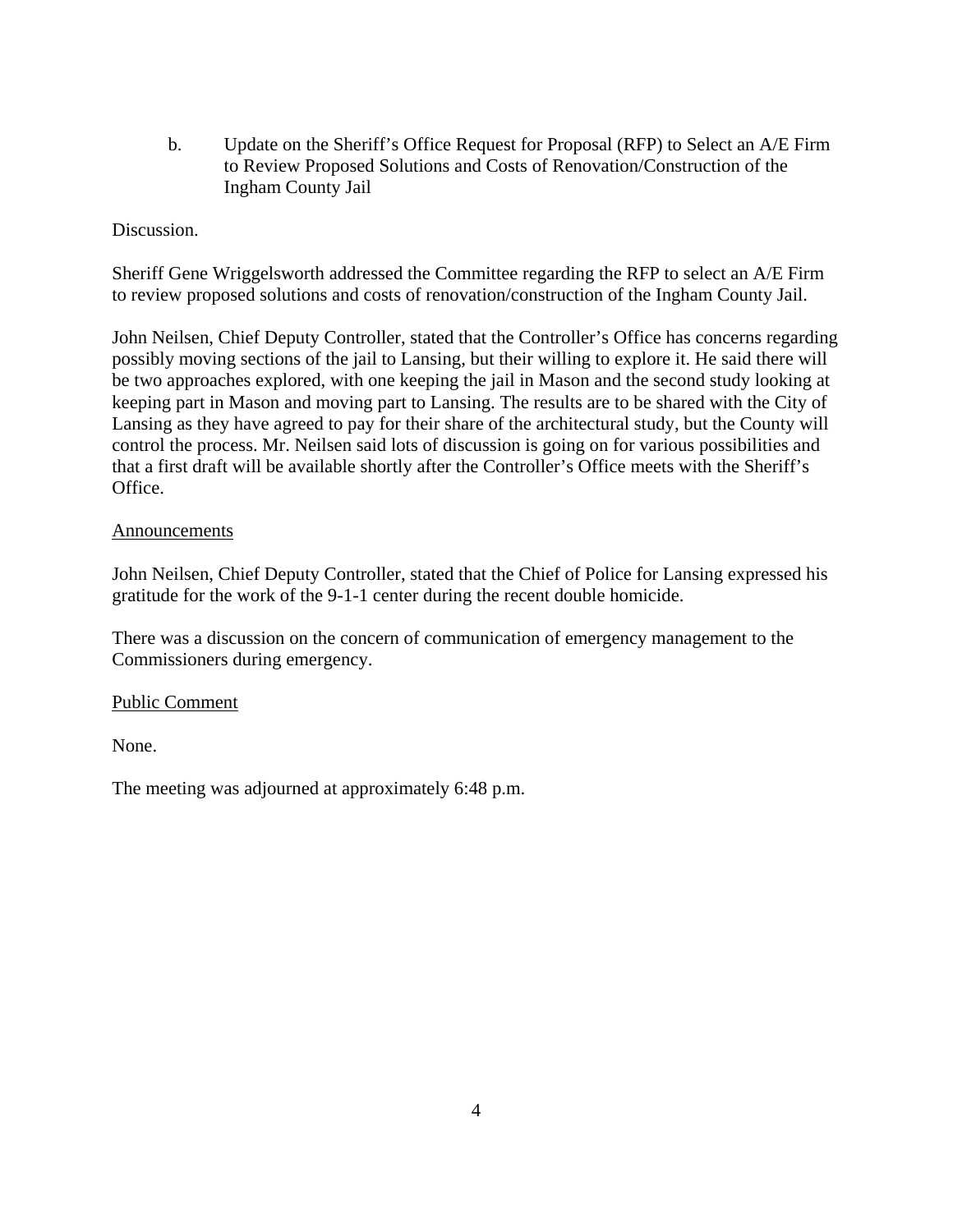b. Update on the Sheriff's Office Request for Proposal (RFP) to Select an A/E Firm to Review Proposed Solutions and Costs of Renovation/Construction of the Ingham County Jail

Discussion.

Sheriff Gene Wriggelsworth addressed the Committee regarding the RFP to select an A/E Firm to review proposed solutions and costs of renovation/construction of the Ingham County Jail.

John Neilsen, Chief Deputy Controller, stated that the Controller's Office has concerns regarding possibly moving sections of the jail to Lansing, but their willing to explore it. He said there will be two approaches explored, with one keeping the jail in Mason and the second study looking at keeping part in Mason and moving part to Lansing. The results are to be shared with the City of Lansing as they have agreed to pay for their share of the architectural study, but the County will control the process. Mr. Neilsen said lots of discussion is going on for various possibilities and that a first draft will be available shortly after the Controller's Office meets with the Sheriff's Office.

<u>Announcements</u>

John Neilsen, Chief Deputy Controller, stated that the Chief of Police for Lansing expressed his gratitude for the work of the 9-1-1 center during the recent double homicide.

There was a discussion on the concern of communication of emergency management to the Commissioners during emergency.

<u>Public Comment</u>

None.

The meeting was adjourned at approximately 6:48 p.m.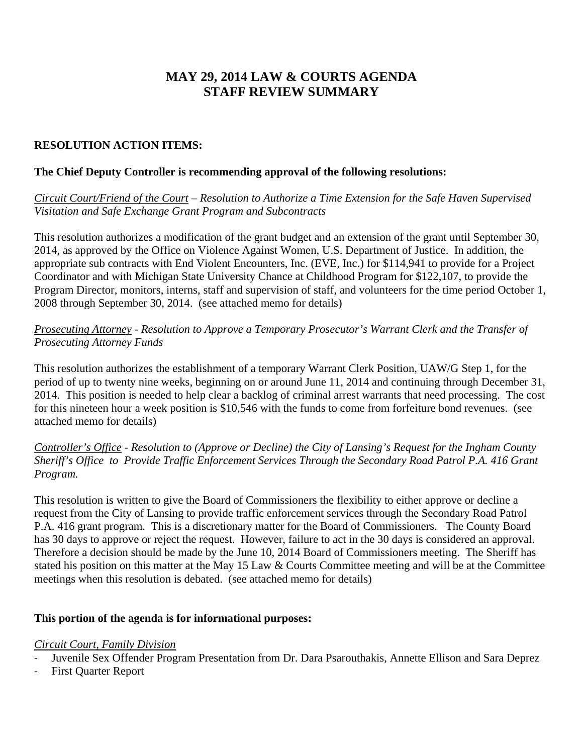# MAY 29, 2014 LAW & COURTS AGENDA
# STAFF REVIEW SUMMARY

**RESOLUTION ACTION ITEMS:**

**The Chief Deputy Controller is recommending approval of the following resolutions:**

*Circuit Court/Friend of the Court – Resolution to Authorize a Time Extension for the Safe Haven Supervised Visitation and Safe Exchange Grant Program and Subcontracts*

This resolution authorizes a modification of the grant budget and an extension of the grant until September 30, 2014, as approved by the Office on Violence Against Women, U.S. Department of Justice. In addition, the appropriate sub contracts with End Violent Encounters, Inc. (EVE, Inc.) for $114,941 to provide for a Project Coordinator and with Michigan State University Chance at Childhood Program for $122,107, to provide the Program Director, monitors, interns, staff and supervision of staff, and volunteers for the time period October 1, 2008 through September 30, 2014. (see attached memo for details)

*Prosecuting Attorney - Resolution to Approve a Temporary Prosecutor's Warrant Clerk and the Transfer of Prosecuting Attorney Funds*

This resolution authorizes the establishment of a temporary Warrant Clerk Position, UAW/G Step 1, for the period of up to twenty nine weeks, beginning on or around June 11, 2014 and continuing through December 31, 2014. This position is needed to help clear a backlog of criminal arrest warrants that need processing. The cost for this nineteen hour a week position is $10,546 with the funds to come from forfeiture bond revenues. (see attached memo for details)

*Controller's Office - Resolution to (Approve or Decline) the City of Lansing's Request for the Ingham County Sheriff's Office to Provide Traffic Enforcement Services Through the Secondary Road Patrol P.A. 416 Grant Program.*

This resolution is written to give the Board of Commissioners the flexibility to either approve or decline a request from the City of Lansing to provide traffic enforcement services through the Secondary Road Patrol P.A. 416 grant program. This is a discretionary matter for the Board of Commissioners. The County Board has 30 days to approve or reject the request. However, failure to act in the 30 days is considered an approval. Therefore a decision should be made by the June 10, 2014 Board of Commissioners meeting. The Sheriff has stated his position on this matter at the May 15 Law & Courts Committee meeting and will be at the Committee meetings when this resolution is debated. (see attached memo for details)

**This portion of the agenda is for informational purposes:**

*Circuit Court, Family Division*

- Juvenile Sex Offender Program Presentation from Dr. Dara Psarouthakis, Annette Ellison and Sara Deprez
- First Quarter Report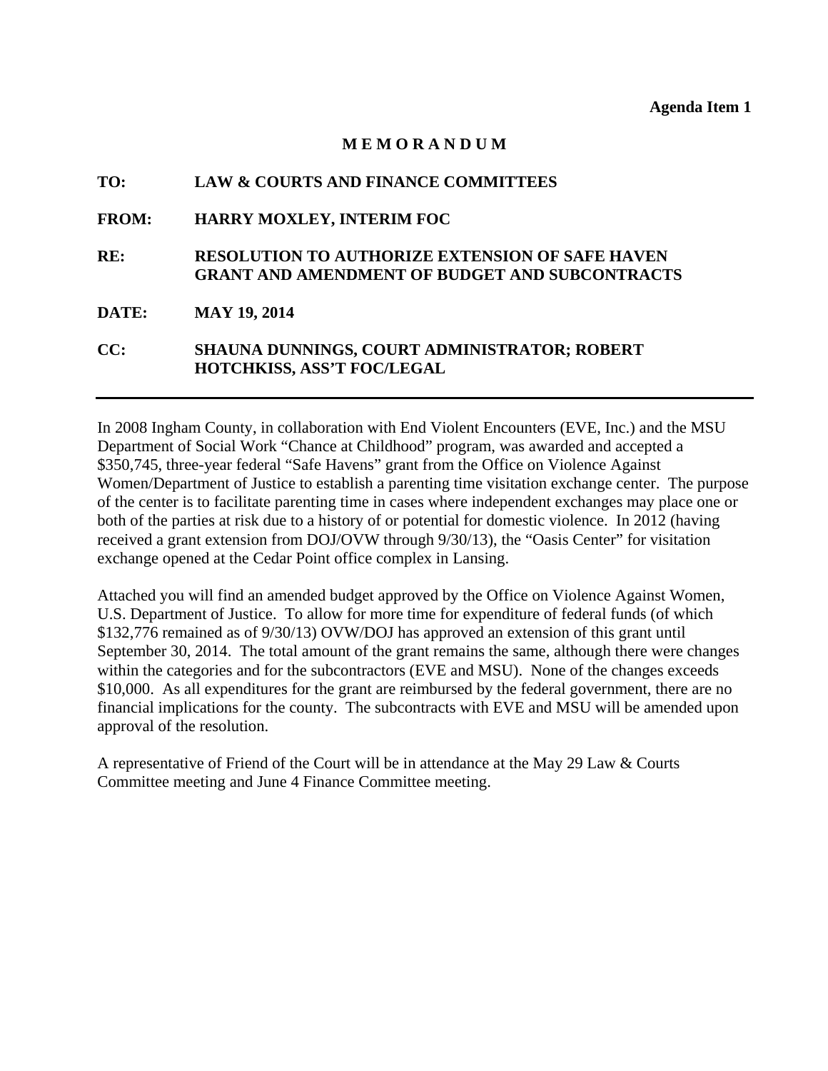**Agenda Item 1**

# M E M O R A N D U M

**TO:** LAW & COURTS AND FINANCE COMMITTEES

**FROM:** HARRY MOXLEY, INTERIM FOC

**RE:** RESOLUTION TO AUTHORIZE EXTENSION OF SAFE HAVEN GRANT AND AMENDMENT OF BUDGET AND SUBCONTRACTS

**DATE:** MAY 19, 2014

**CC:** SHAUNA DUNNINGS, COURT ADMINISTRATOR; ROBERT HOTCHKISS, ASS'T FOC/LEGAL

---

In 2008 Ingham County, in collaboration with End Violent Encounters (EVE, Inc.) and the MSU Department of Social Work "Chance at Childhood" program, was awarded and accepted a $350,745, three-year federal "Safe Havens" grant from the Office on Violence Against Women/Department of Justice to establish a parenting time visitation exchange center. The purpose of the center is to facilitate parenting time in cases where independent exchanges may place one or both of the parties at risk due to a history of or potential for domestic violence. In 2012 (having received a grant extension from DOJ/OVW through 9/30/13), the "Oasis Center" for visitation exchange opened at the Cedar Point office complex in Lansing.

Attached you will find an amended budget approved by the Office on Violence Against Women, U.S. Department of Justice. To allow for more time for expenditure of federal funds (of which $132,776 remained as of 9/30/13) OVW/DOJ has approved an extension of this grant until September 30, 2014. The total amount of the grant remains the same, although there were changes within the categories and for the subcontractors (EVE and MSU). None of the changes exceeds $10,000. As all expenditures for the grant are reimbursed by the federal government, there are no financial implications for the county. The subcontracts with EVE and MSU will be amended upon approval of the resolution.

A representative of Friend of the Court will be in attendance at the May 29 Law & Courts Committee meeting and June 4 Finance Committee meeting.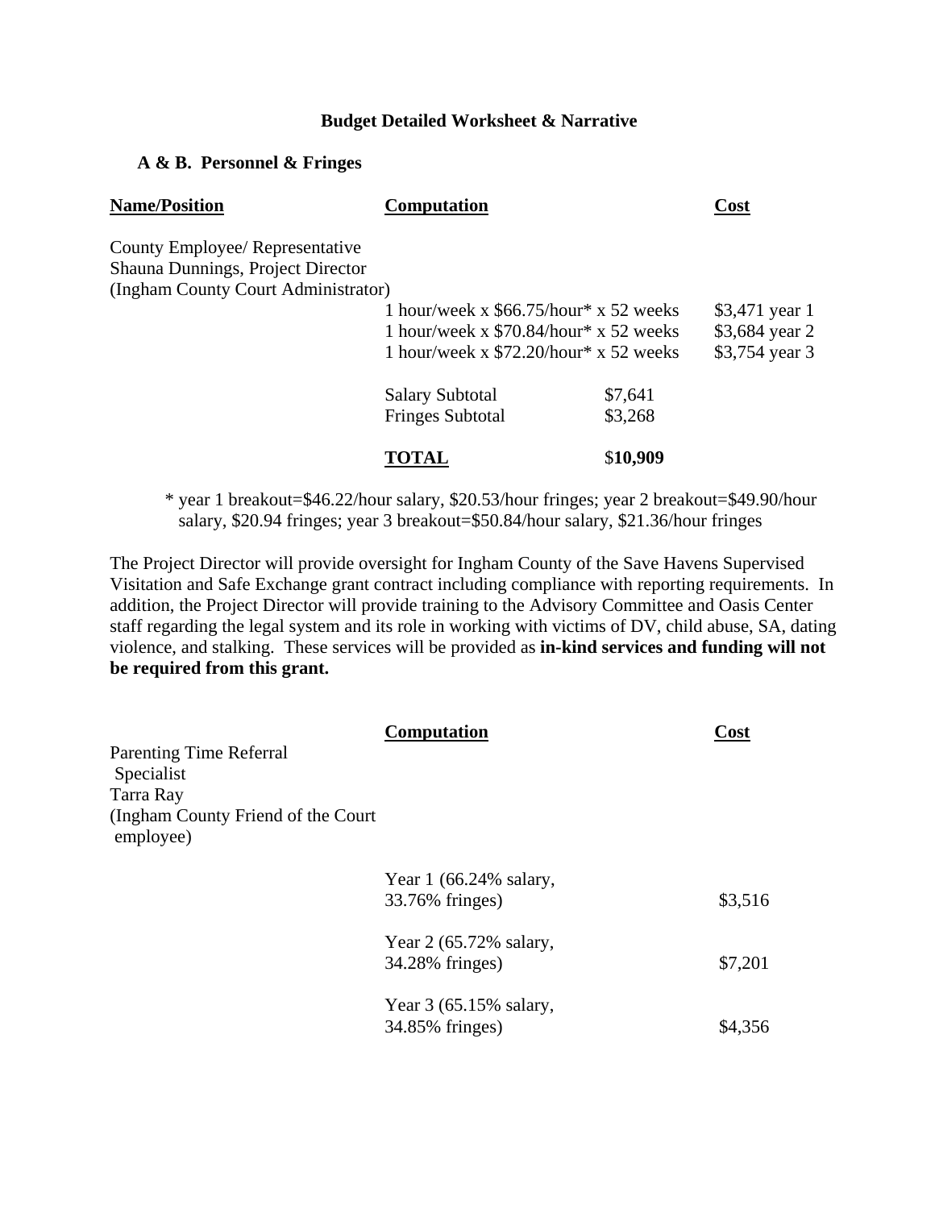**Budget Detailed Worksheet & Narrative**

**A & B. Personnel & Fringes**

| Name/Position | Computation | | Cost |
|---|---|---|---|
| County Employee/ Representative<br>Shauna Dunnings, Project Director<br>(Ingham County Court Administrator) | | | |
| | 1 hour/week x $66.75/hour* x 52 weeks | | $3,471 year 1 |
| | 1 hour/week x $70.84/hour* x 52 weeks | | $3,684 year 2 |
| | 1 hour/week x $72.20/hour* x 52 weeks | | $3,754 year 3 |
| | Salary Subtotal | $7,641 | |
| | Fringes Subtotal | $3,268 | |
| | **TOTAL** | $**10,909** | |

\* year 1 breakout=$46.22/hour salary, $20.53/hour fringes; year 2 breakout=$49.90/hour salary, $20.94 fringes; year 3 breakout=$50.84/hour salary, $21.36/hour fringes

The Project Director will provide oversight for Ingham County of the Save Havens Supervised Visitation and Safe Exchange grant contract including compliance with reporting requirements. In addition, the Project Director will provide training to the Advisory Committee and Oasis Center staff regarding the legal system and its role in working with victims of DV, child abuse, SA, dating violence, and stalking. These services will be provided as **in-kind services and funding will not be required from this grant.**

| | Computation | Cost |
|---|---|---|
| Parenting Time Referral Specialist<br>Tarra Ray<br>(Ingham County Friend of the Court employee) | | |
| | Year 1 (66.24% salary, 33.76% fringes) | $3,516 |
| | Year 2 (65.72% salary, 34.28% fringes) | $7,201 |
| | Year 3 (65.15% salary, 34.85% fringes) | $4,356 |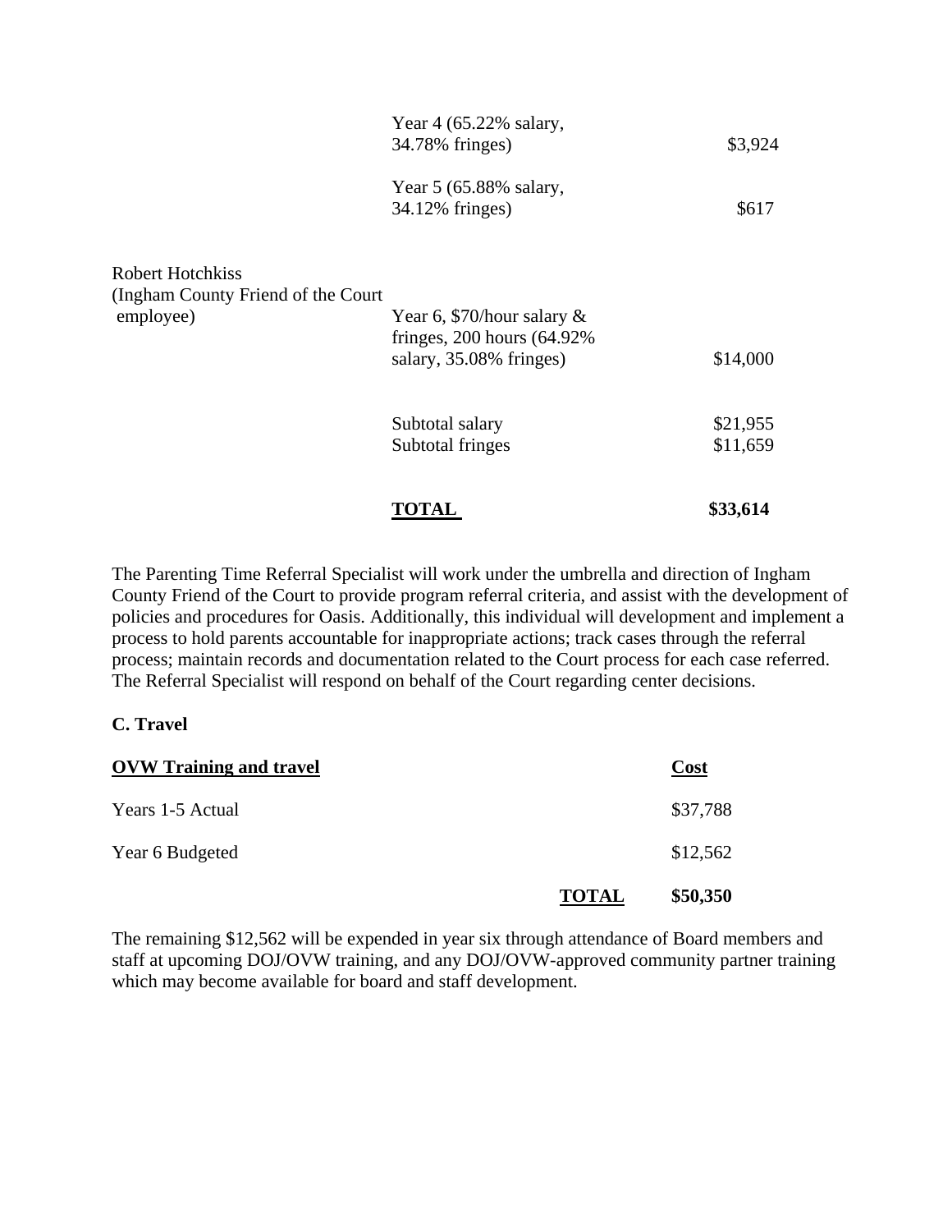| | | |
|---|---|---|
| | Year 4 (65.22% salary, 34.78% fringes) | \$3,924 |
| | Year 5 (65.88% salary, 34.12% fringes) | \$617 |
| Robert Hotchkiss (Ingham County Friend of the Court employee) | Year 6, \$70/hour salary & fringes, 200 hours (64.92% salary, 35.08% fringes) | \$14,000 |
| | Subtotal salary | \$21,955 |
| | Subtotal fringes | \$11,659 |
| | **TOTAL** | **\$33,614** |

The Parenting Time Referral Specialist will work under the umbrella and direction of Ingham County Friend of the Court to provide program referral criteria, and assist with the development of policies and procedures for Oasis. Additionally, this individual will development and implement a process to hold parents accountable for inappropriate actions; track cases through the referral process; maintain records and documentation related to the Court process for each case referred. The Referral Specialist will respond on behalf of the Court regarding center decisions.

**C. Travel**

| **OVW Training and travel** | | **Cost** |
|---|---|---|
| Years 1-5 Actual | | \$37,788 |
| Year 6 Budgeted | | \$12,562 |
| | **TOTAL** | **\$50,350** |

The remaining \$12,562 will be expended in year six through attendance of Board members and staff at upcoming DOJ/OVW training, and any DOJ/OVW-approved community partner training which may become available for board and staff development.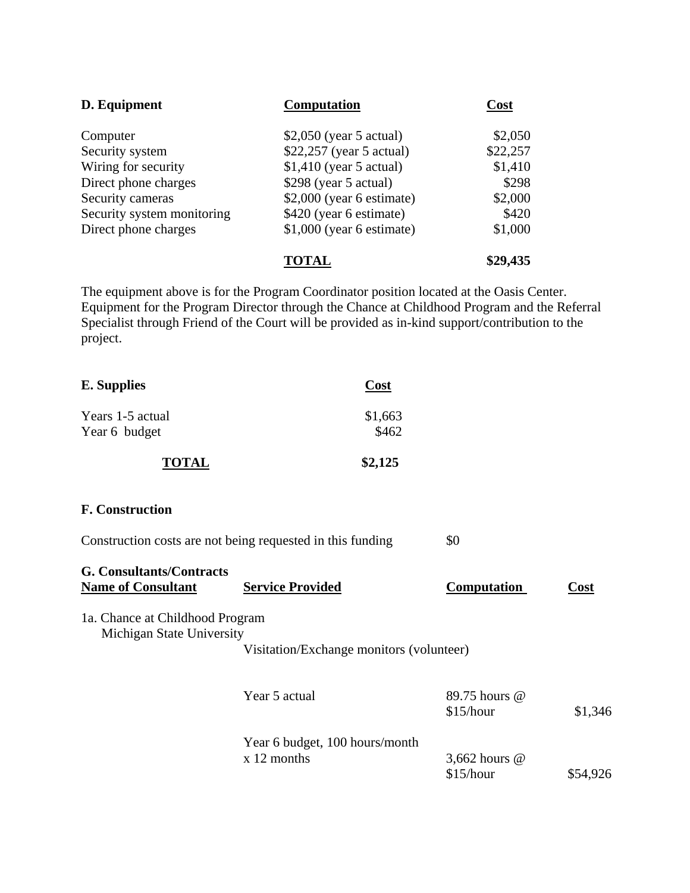**D. Equipment**

| D. Equipment | Computation | Cost |
|---|---|---|
| Computer | $2,050 (year 5 actual) | $2,050 |
| Security system | $22,257 (year 5 actual) | $22,257 |
| Wiring for security | $1,410 (year 5 actual) | $1,410 |
| Direct phone charges | $298 (year 5 actual) | $298 |
| Security cameras | $2,000 (year 6 estimate) | $2,000 |
| Security system monitoring | $420 (year 6 estimate) | $420 |
| Direct phone charges | $1,000 (year 6 estimate) | $1,000 |
| | **TOTAL** | **$29,435** |

The equipment above is for the Program Coordinator position located at the Oasis Center. Equipment for the Program Director through the Chance at Childhood Program and the Referral Specialist through Friend of the Court will be provided as in-kind support/contribution to the project.

**E. Supplies**

| E. Supplies | Cost |
|---|---|
| Years 1-5 actual | $1,663 |
| Year 6 budget | $462 |
| **TOTAL** | **$2,125** |

**F. Construction**

Construction costs are not being requested in this funding $0

**G. Consultants/Contracts**

| Name of Consultant | Service Provided | Computation | Cost |
|---|---|---|---|
| 1a. Chance at Childhood Program Michigan State University | Visitation/Exchange monitors (volunteer) | | |
| | Year 5 actual | 89.75 hours @ $15/hour | $1,346 |
| | Year 6 budget, 100 hours/month x 12 months | 3,662 hours @ $15/hour | $54,926 |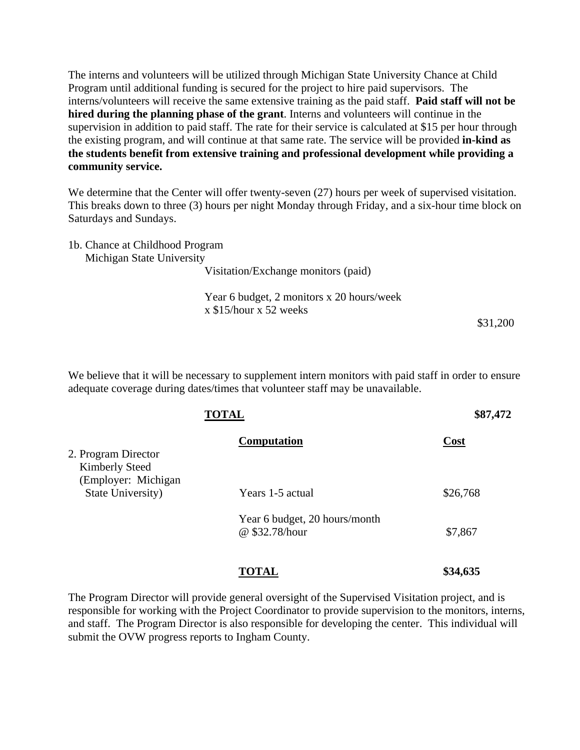The interns and volunteers will be utilized through Michigan State University Chance at Child Program until additional funding is secured for the project to hire paid supervisors. The interns/volunteers will receive the same extensive training as the paid staff. **Paid staff will not be hired during the planning phase of the grant**. Interns and volunteers will continue in the supervision in addition to paid staff. The rate for their service is calculated at $15 per hour through the existing program, and will continue at that same rate. The service will be provided **in-kind as the students benefit from extensive training and professional development while providing a community service.**

We determine that the Center will offer twenty-seven (27) hours per week of supervised visitation. This breaks down to three (3) hours per night Monday through Friday, and a six-hour time block on Saturdays and Sundays.

1b. Chance at Childhood Program
Michigan State University

| | | |
|---|---|---|
| | Visitation/Exchange monitors (paid) | |
| | Year 6 budget, 2 monitors x 20 hours/week x $15/hour x 52 weeks | $31,200 |

We believe that it will be necessary to supplement intern monitors with paid staff in order to ensure adequate coverage during dates/times that volunteer staff may be unavailable.

| | **TOTAL** | **$87,472** |
|---|---|---|

| | **Computation** | **Cost** |
|---|---|---|
| 2. Program Director Kimberly Steed (Employer: Michigan State University) | Years 1-5 actual | $26,768 |
| | Year 6 budget, 20 hours/month @ $32.78/hour | $7,867 |
| | **TOTAL** | **$34,635** |

The Program Director will provide general oversight of the Supervised Visitation project, and is responsible for working with the Project Coordinator to provide supervision to the monitors, interns, and staff. The Program Director is also responsible for developing the center. This individual will submit the OVW progress reports to Ingham County.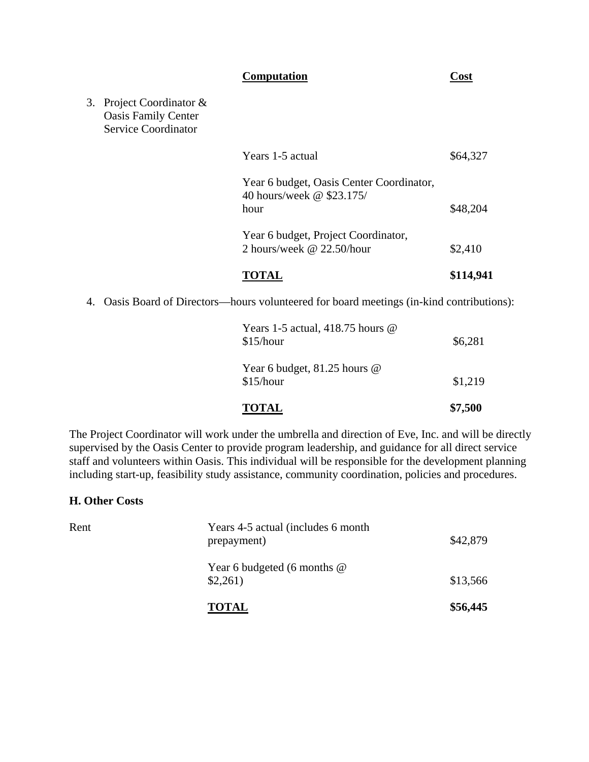| | Computation | Cost |
|---|---|---|
| 3. Project Coordinator & Oasis Family Center Service Coordinator | | |
| | Years 1-5 actual | $64,327 |
| | Year 6 budget, Oasis Center Coordinator, 40 hours/week @ $23.175/ hour | $48,204 |
| | Year 6 budget, Project Coordinator, 2 hours/week @ 22.50/hour | $2,410 |
| | **TOTAL** | **$114,941** |

4. Oasis Board of Directors—hours volunteered for board meetings (in-kind contributions):

| | Computation | Cost |
|---|---|---|
| | Years 1-5 actual, 418.75 hours @ $15/hour | $6,281 |
| | Year 6 budget, 81.25 hours @ $15/hour | $1,219 |
| | **TOTAL** | **$7,500** |

The Project Coordinator will work under the umbrella and direction of Eve, Inc. and will be directly supervised by the Oasis Center to provide program leadership, and guidance for all direct service staff and volunteers within Oasis. This individual will be responsible for the development planning including start-up, feasibility study assistance, community coordination, policies and procedures.

**H. Other Costs**

| | Computation | Cost |
|---|---|---|
| Rent | Years 4-5 actual (includes 6 month prepayment) | $42,879 |
| | Year 6 budgeted (6 months @ $2,261) | $13,566 |
| | **TOTAL** | **$56,445** |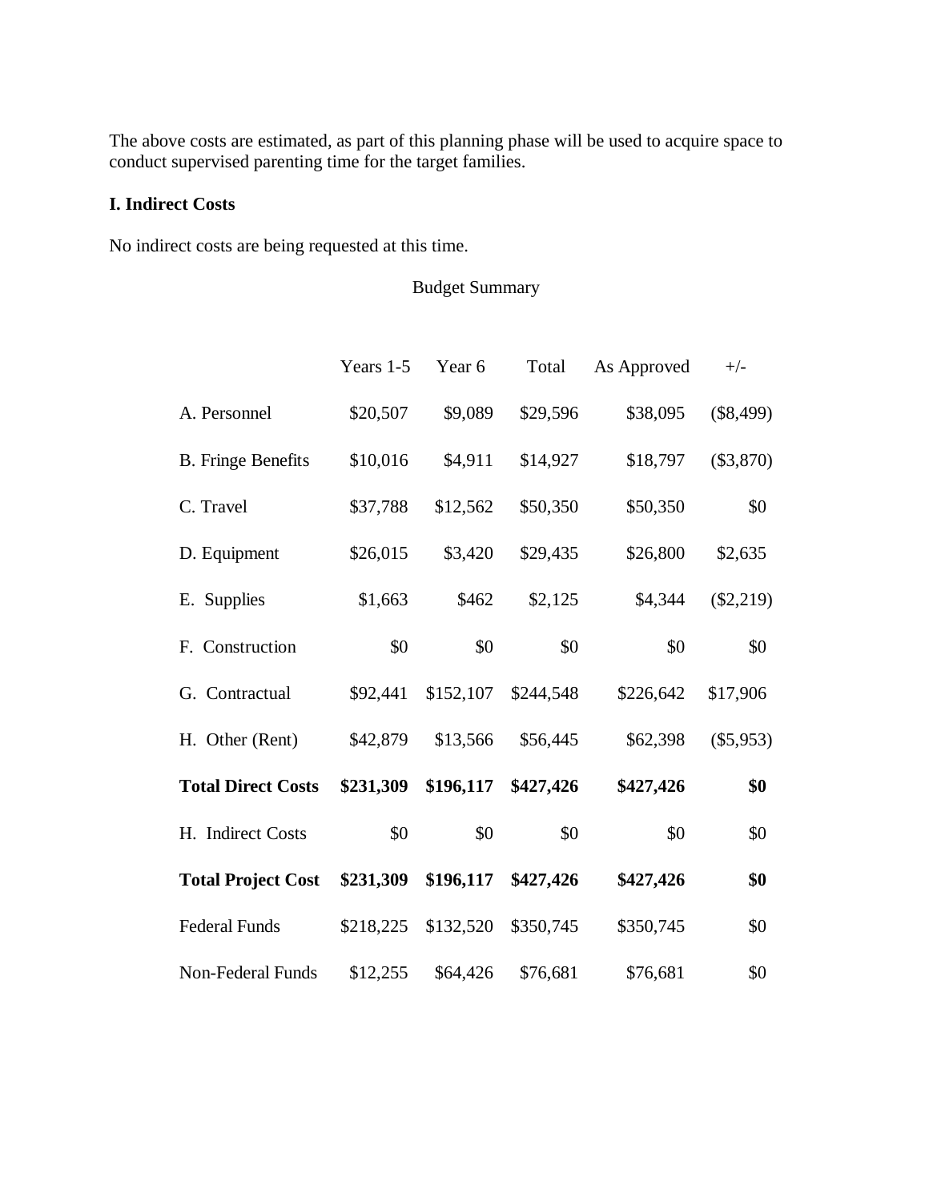The above costs are estimated, as part of this planning phase will be used to acquire space to conduct supervised parenting time for the target families.

### I. Indirect Costs

No indirect costs are being requested at this time.

Budget Summary

| | Years 1-5 | Year 6 | Total | As Approved | +/- |
|---|---|---|---|---|---|
| A. Personnel | $20,507 | $9,089 | $29,596 | $38,095 | ($8,499) |
| B. Fringe Benefits | $10,016 | $4,911 | $14,927 | $18,797 | ($3,870) |
| C. Travel | $37,788 | $12,562 | $50,350 | $50,350 | $0 |
| D. Equipment | $26,015 | $3,420 | $29,435 | $26,800 | $2,635 |
| E. Supplies | $1,663 | $462 | $2,125 | $4,344 | ($2,219) |
| F. Construction | $0 | $0 | $0 | $0 | $0 |
| G. Contractual | $92,441 | $152,107 | $244,548 | $226,642 | $17,906 |
| H. Other (Rent) | $42,879 | $13,566 | $56,445 | $62,398 | ($5,953) |
| **Total Direct Costs** | **$231,309** | **$196,117** | **$427,426** | **$427,426** | **$0** |
| H. Indirect Costs | $0 | $0 | $0 | $0 | $0 |
| **Total Project Cost** | **$231,309** | **$196,117** | **$427,426** | **$427,426** | **$0** |
| Federal Funds | $218,225 | $132,520 | $350,745 | $350,745 | $0 |
| Non-Federal Funds | $12,255 | $64,426 | $76,681 | $76,681 | $0 |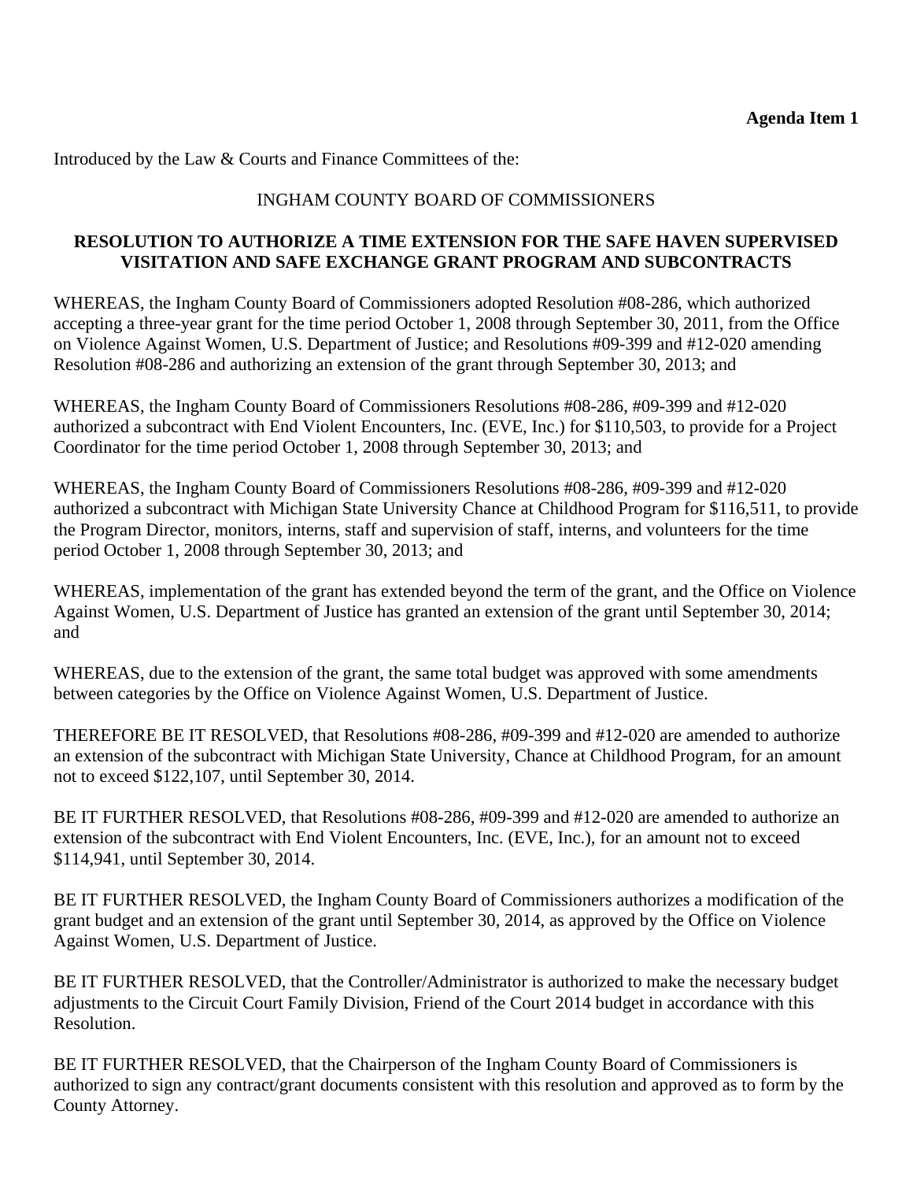**Agenda Item 1**

Introduced by the Law & Courts and Finance Committees of the:

INGHAM COUNTY BOARD OF COMMISSIONERS

**RESOLUTION TO AUTHORIZE A TIME EXTENSION FOR THE SAFE HAVEN SUPERVISED VISITATION AND SAFE EXCHANGE GRANT PROGRAM AND SUBCONTRACTS**

WHEREAS, the Ingham County Board of Commissioners adopted Resolution #08-286, which authorized accepting a three-year grant for the time period October 1, 2008 through September 30, 2011, from the Office on Violence Against Women, U.S. Department of Justice; and Resolutions #09-399 and #12-020 amending Resolution #08-286 and authorizing an extension of the grant through September 30, 2013; and

WHEREAS, the Ingham County Board of Commissioners Resolutions #08-286, #09-399 and #12-020 authorized a subcontract with End Violent Encounters, Inc. (EVE, Inc.) for $110,503, to provide for a Project Coordinator for the time period October 1, 2008 through September 30, 2013; and

WHEREAS, the Ingham County Board of Commissioners Resolutions #08-286, #09-399 and #12-020 authorized a subcontract with Michigan State University Chance at Childhood Program for $116,511, to provide the Program Director, monitors, interns, staff and supervision of staff, interns, and volunteers for the time period October 1, 2008 through September 30, 2013; and

WHEREAS, implementation of the grant has extended beyond the term of the grant, and the Office on Violence Against Women, U.S. Department of Justice has granted an extension of the grant until September 30, 2014; and

WHEREAS, due to the extension of the grant, the same total budget was approved with some amendments between categories by the Office on Violence Against Women, U.S. Department of Justice.

THEREFORE BE IT RESOLVED, that Resolutions #08-286, #09-399 and #12-020 are amended to authorize an extension of the subcontract with Michigan State University, Chance at Childhood Program, for an amount not to exceed $122,107, until September 30, 2014.

BE IT FURTHER RESOLVED, that Resolutions #08-286, #09-399 and #12-020 are amended to authorize an extension of the subcontract with End Violent Encounters, Inc. (EVE, Inc.), for an amount not to exceed $114,941, until September 30, 2014.

BE IT FURTHER RESOLVED, the Ingham County Board of Commissioners authorizes a modification of the grant budget and an extension of the grant until September 30, 2014, as approved by the Office on Violence Against Women, U.S. Department of Justice.

BE IT FURTHER RESOLVED, that the Controller/Administrator is authorized to make the necessary budget adjustments to the Circuit Court Family Division, Friend of the Court 2014 budget in accordance with this Resolution.

BE IT FURTHER RESOLVED, that the Chairperson of the Ingham County Board of Commissioners is authorized to sign any contract/grant documents consistent with this resolution and approved as to form by the County Attorney.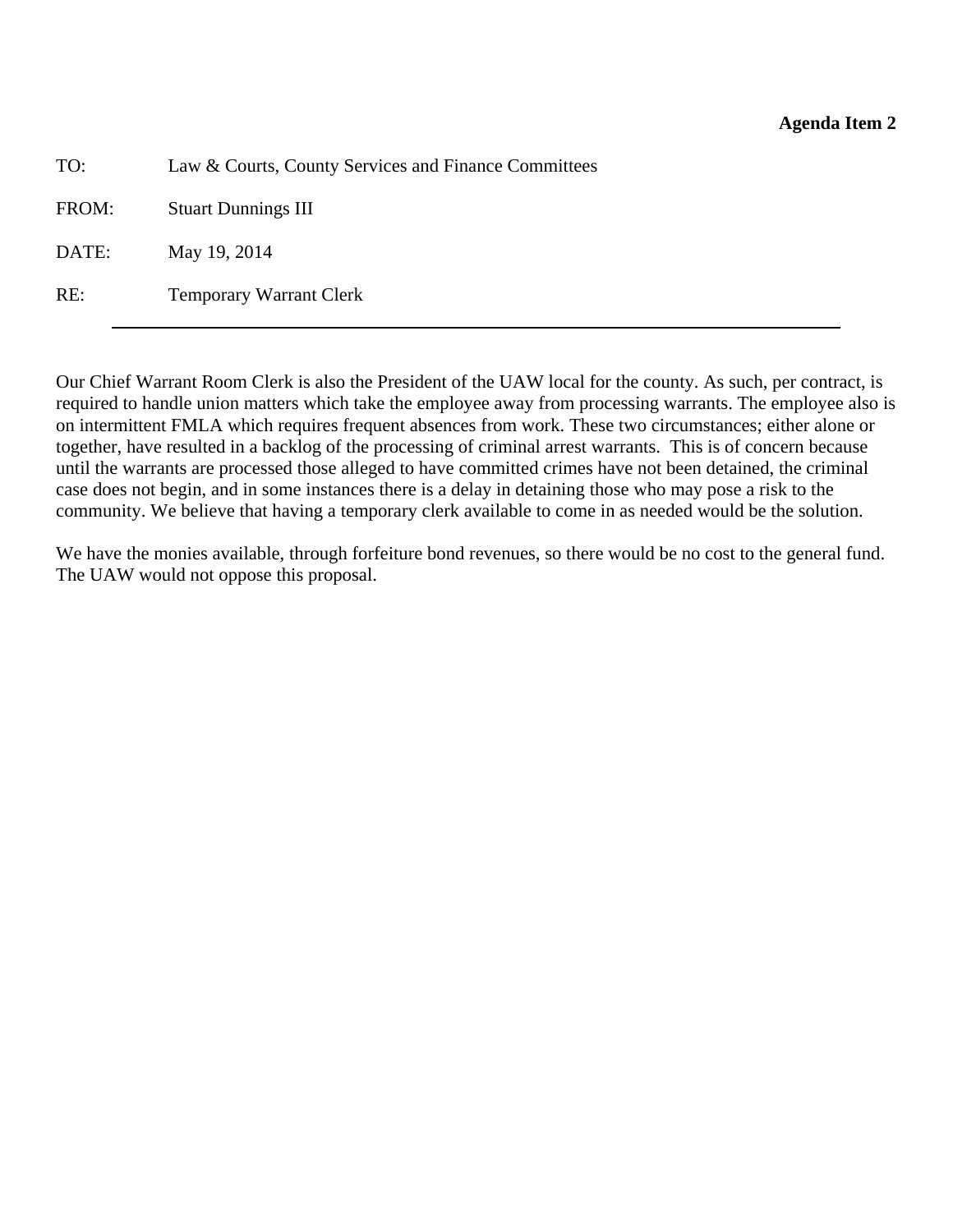**Agenda Item 2**

TO: Law & Courts, County Services and Finance Committees

FROM: Stuart Dunnings III

DATE: May 19, 2014

RE: Temporary Warrant Clerk

---

Our Chief Warrant Room Clerk is also the President of the UAW local for the county. As such, per contract, is required to handle union matters which take the employee away from processing warrants. The employee also is on intermittent FMLA which requires frequent absences from work. These two circumstances; either alone or together, have resulted in a backlog of the processing of criminal arrest warrants. This is of concern because until the warrants are processed those alleged to have committed crimes have not been detained, the criminal case does not begin, and in some instances there is a delay in detaining those who may pose a risk to the community. We believe that having a temporary clerk available to come in as needed would be the solution.

We have the monies available, through forfeiture bond revenues, so there would be no cost to the general fund. The UAW would not oppose this proposal.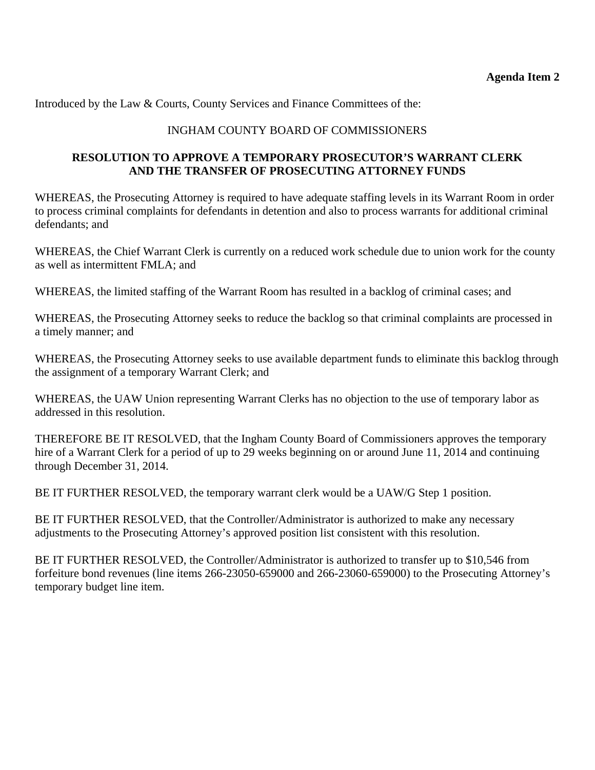**Agenda Item 2**

Introduced by the Law & Courts, County Services and Finance Committees of the:

INGHAM COUNTY BOARD OF COMMISSIONERS

**RESOLUTION TO APPROVE A TEMPORARY PROSECUTOR'S WARRANT CLERK AND THE TRANSFER OF PROSECUTING ATTORNEY FUNDS**

WHEREAS, the Prosecuting Attorney is required to have adequate staffing levels in its Warrant Room in order to process criminal complaints for defendants in detention and also to process warrants for additional criminal defendants; and

WHEREAS, the Chief Warrant Clerk is currently on a reduced work schedule due to union work for the county as well as intermittent FMLA; and

WHEREAS, the limited staffing of the Warrant Room has resulted in a backlog of criminal cases; and

WHEREAS, the Prosecuting Attorney seeks to reduce the backlog so that criminal complaints are processed in a timely manner; and

WHEREAS, the Prosecuting Attorney seeks to use available department funds to eliminate this backlog through the assignment of a temporary Warrant Clerk; and

WHEREAS, the UAW Union representing Warrant Clerks has no objection to the use of temporary labor as addressed in this resolution.

THEREFORE BE IT RESOLVED, that the Ingham County Board of Commissioners approves the temporary hire of a Warrant Clerk for a period of up to 29 weeks beginning on or around June 11, 2014 and continuing through December 31, 2014.

BE IT FURTHER RESOLVED, the temporary warrant clerk would be a UAW/G Step 1 position.

BE IT FURTHER RESOLVED, that the Controller/Administrator is authorized to make any necessary adjustments to the Prosecuting Attorney's approved position list consistent with this resolution.

BE IT FURTHER RESOLVED, the Controller/Administrator is authorized to transfer up to $10,546 from forfeiture bond revenues (line items 266-23050-659000 and 266-23060-659000) to the Prosecuting Attorney's temporary budget line item.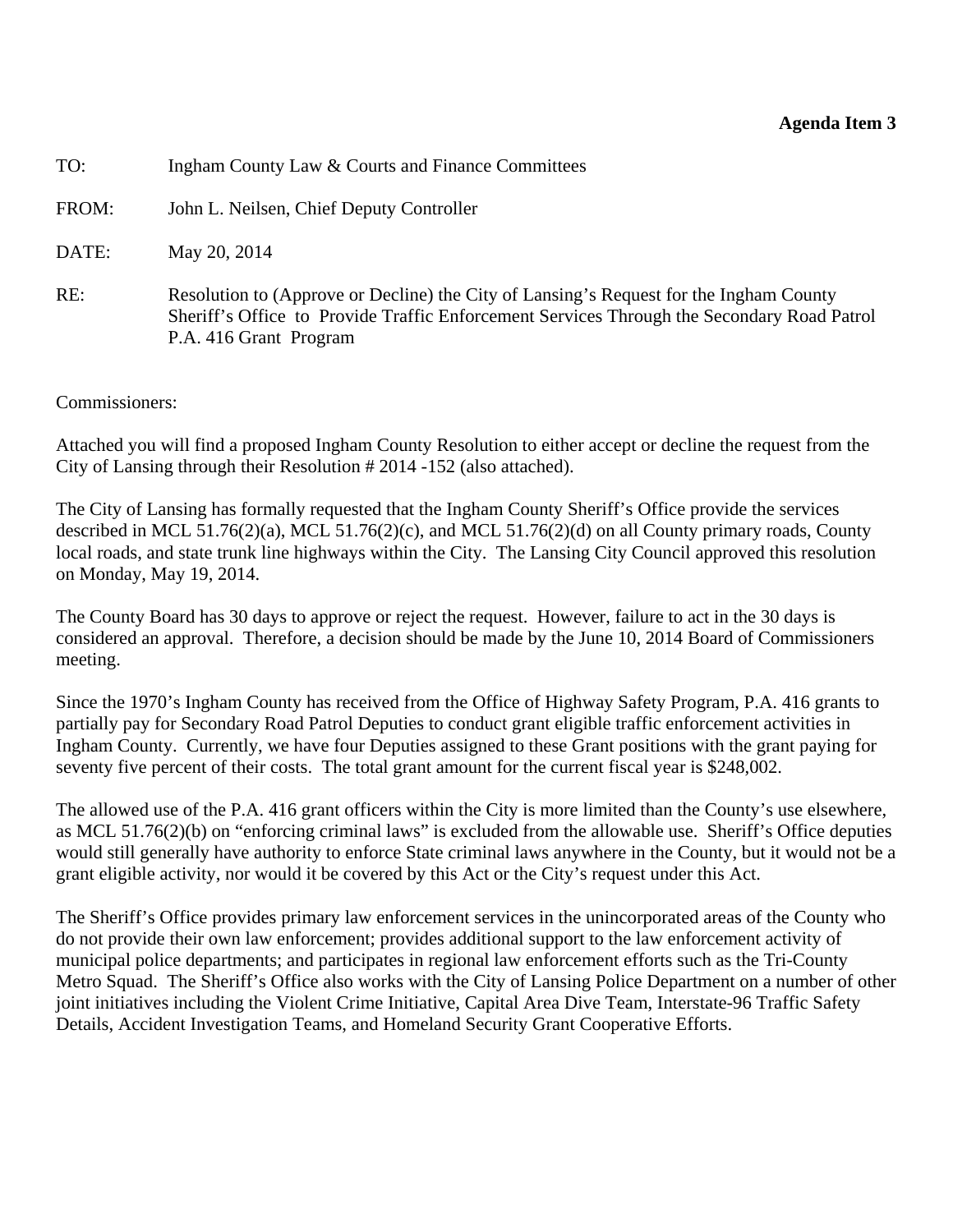**Agenda Item 3**

TO: Ingham County Law & Courts and Finance Committees

FROM: John L. Neilsen, Chief Deputy Controller

DATE: May 20, 2014

RE: Resolution to (Approve or Decline) the City of Lansing's Request for the Ingham County Sheriff's Office to Provide Traffic Enforcement Services Through the Secondary Road Patrol P.A. 416 Grant Program

Commissioners:

Attached you will find a proposed Ingham County Resolution to either accept or decline the request from the City of Lansing through their Resolution # 2014 -152 (also attached).

The City of Lansing has formally requested that the Ingham County Sheriff's Office provide the services described in MCL 51.76(2)(a), MCL 51.76(2)(c), and MCL 51.76(2)(d) on all County primary roads, County local roads, and state trunk line highways within the City. The Lansing City Council approved this resolution on Monday, May 19, 2014.

The County Board has 30 days to approve or reject the request. However, failure to act in the 30 days is considered an approval. Therefore, a decision should be made by the June 10, 2014 Board of Commissioners meeting.

Since the 1970's Ingham County has received from the Office of Highway Safety Program, P.A. 416 grants to partially pay for Secondary Road Patrol Deputies to conduct grant eligible traffic enforcement activities in Ingham County. Currently, we have four Deputies assigned to these Grant positions with the grant paying for seventy five percent of their costs. The total grant amount for the current fiscal year is $248,002.

The allowed use of the P.A. 416 grant officers within the City is more limited than the County's use elsewhere, as MCL 51.76(2)(b) on "enforcing criminal laws" is excluded from the allowable use. Sheriff's Office deputies would still generally have authority to enforce State criminal laws anywhere in the County, but it would not be a grant eligible activity, nor would it be covered by this Act or the City's request under this Act.

The Sheriff's Office provides primary law enforcement services in the unincorporated areas of the County who do not provide their own law enforcement; provides additional support to the law enforcement activity of municipal police departments; and participates in regional law enforcement efforts such as the Tri-County Metro Squad. The Sheriff's Office also works with the City of Lansing Police Department on a number of other joint initiatives including the Violent Crime Initiative, Capital Area Dive Team, Interstate-96 Traffic Safety Details, Accident Investigation Teams, and Homeland Security Grant Cooperative Efforts.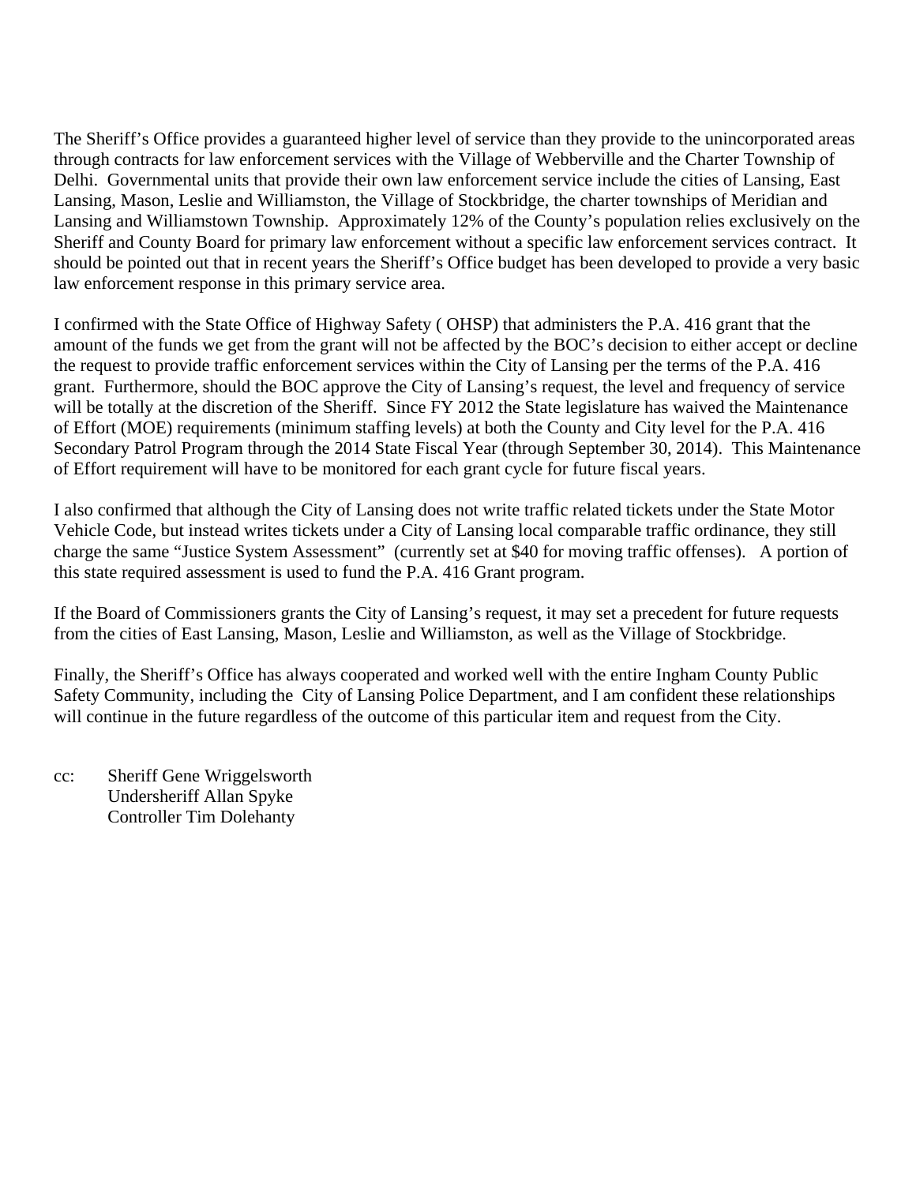The Sheriff's Office provides a guaranteed higher level of service than they provide to the unincorporated areas through contracts for law enforcement services with the Village of Webberville and the Charter Township of Delhi. Governmental units that provide their own law enforcement service include the cities of Lansing, East Lansing, Mason, Leslie and Williamston, the Village of Stockbridge, the charter townships of Meridian and Lansing and Williamstown Township. Approximately 12% of the County's population relies exclusively on the Sheriff and County Board for primary law enforcement without a specific law enforcement services contract. It should be pointed out that in recent years the Sheriff's Office budget has been developed to provide a very basic law enforcement response in this primary service area.

I confirmed with the State Office of Highway Safety ( OHSP) that administers the P.A. 416 grant that the amount of the funds we get from the grant will not be affected by the BOC's decision to either accept or decline the request to provide traffic enforcement services within the City of Lansing per the terms of the P.A. 416 grant. Furthermore, should the BOC approve the City of Lansing's request, the level and frequency of service will be totally at the discretion of the Sheriff. Since FY 2012 the State legislature has waived the Maintenance of Effort (MOE) requirements (minimum staffing levels) at both the County and City level for the P.A. 416 Secondary Patrol Program through the 2014 State Fiscal Year (through September 30, 2014). This Maintenance of Effort requirement will have to be monitored for each grant cycle for future fiscal years.

I also confirmed that although the City of Lansing does not write traffic related tickets under the State Motor Vehicle Code, but instead writes tickets under a City of Lansing local comparable traffic ordinance, they still charge the same "Justice System Assessment" (currently set at $40 for moving traffic offenses). A portion of this state required assessment is used to fund the P.A. 416 Grant program.

If the Board of Commissioners grants the City of Lansing's request, it may set a precedent for future requests from the cities of East Lansing, Mason, Leslie and Williamston, as well as the Village of Stockbridge.

Finally, the Sheriff's Office has always cooperated and worked well with the entire Ingham County Public Safety Community, including the City of Lansing Police Department, and I am confident these relationships will continue in the future regardless of the outcome of this particular item and request from the City.

cc: Sheriff Gene Wriggelsworth
Undersheriff Allan Spyke
Controller Tim Dolehanty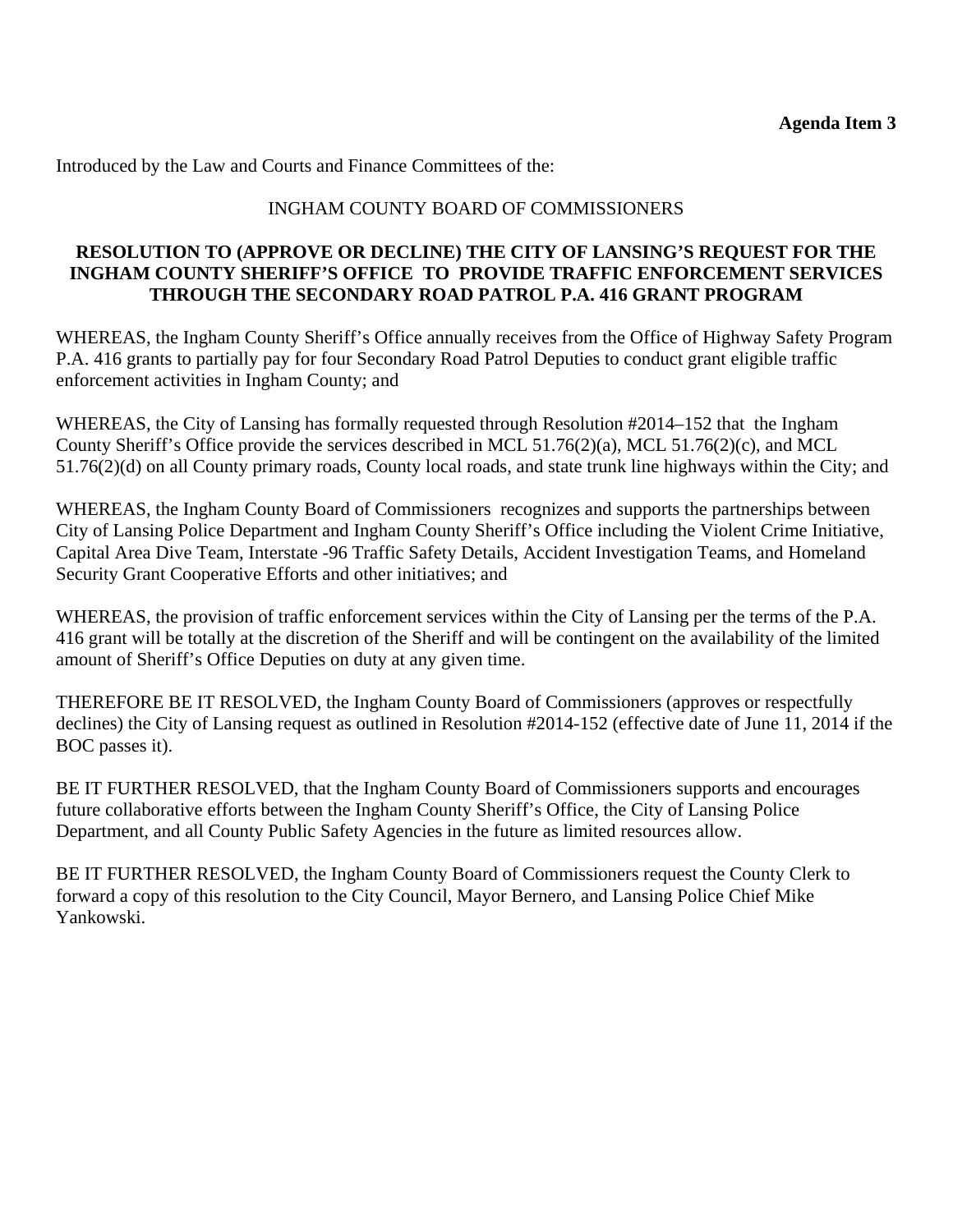**Agenda Item 3**

Introduced by the Law and Courts and Finance Committees of the:

INGHAM COUNTY BOARD OF COMMISSIONERS

**RESOLUTION TO (APPROVE OR DECLINE) THE CITY OF LANSING'S REQUEST FOR THE INGHAM COUNTY SHERIFF'S OFFICE TO PROVIDE TRAFFIC ENFORCEMENT SERVICES THROUGH THE SECONDARY ROAD PATROL P.A. 416 GRANT PROGRAM**

WHEREAS, the Ingham County Sheriff's Office annually receives from the Office of Highway Safety Program P.A. 416 grants to partially pay for four Secondary Road Patrol Deputies to conduct grant eligible traffic enforcement activities in Ingham County; and

WHEREAS, the City of Lansing has formally requested through Resolution #2014–152 that the Ingham County Sheriff's Office provide the services described in MCL 51.76(2)(a), MCL 51.76(2)(c), and MCL 51.76(2)(d) on all County primary roads, County local roads, and state trunk line highways within the City; and

WHEREAS, the Ingham County Board of Commissioners recognizes and supports the partnerships between City of Lansing Police Department and Ingham County Sheriff's Office including the Violent Crime Initiative, Capital Area Dive Team, Interstate -96 Traffic Safety Details, Accident Investigation Teams, and Homeland Security Grant Cooperative Efforts and other initiatives; and

WHEREAS, the provision of traffic enforcement services within the City of Lansing per the terms of the P.A. 416 grant will be totally at the discretion of the Sheriff and will be contingent on the availability of the limited amount of Sheriff's Office Deputies on duty at any given time.

THEREFORE BE IT RESOLVED, the Ingham County Board of Commissioners (approves or respectfully declines) the City of Lansing request as outlined in Resolution #2014-152 (effective date of June 11, 2014 if the BOC passes it).

BE IT FURTHER RESOLVED, that the Ingham County Board of Commissioners supports and encourages future collaborative efforts between the Ingham County Sheriff's Office, the City of Lansing Police Department, and all County Public Safety Agencies in the future as limited resources allow.

BE IT FURTHER RESOLVED, the Ingham County Board of Commissioners request the County Clerk to forward a copy of this resolution to the City Council, Mayor Bernero, and Lansing Police Chief Mike Yankowski.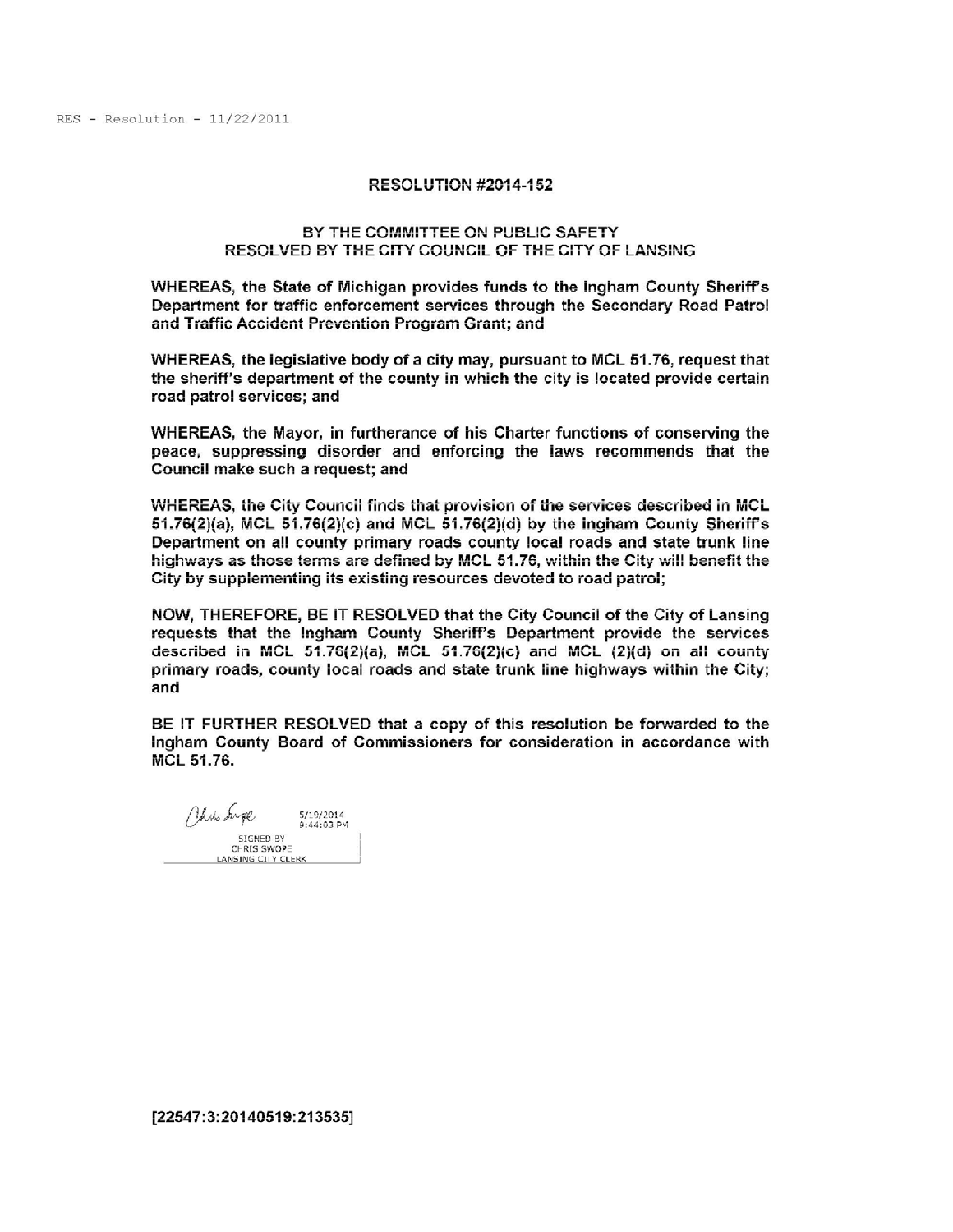RES - Resolution - 11/22/2011

# RESOLUTION #2014-152

**BY THE COMMITTEE ON PUBLIC SAFETY**
**RESOLVED BY THE CITY COUNCIL OF THE CITY OF LANSING**

**WHEREAS, the State of Michigan provides funds to the Ingham County Sheriff's Department for traffic enforcement services through the Secondary Road Patrol and Traffic Accident Prevention Program Grant; and**

**WHEREAS, the legislative body of a city may, pursuant to MCL 51.76, request that the sheriff's department of the county in which the city is located provide certain road patrol services; and**

**WHEREAS, the Mayor, in furtherance of his Charter functions of conserving the peace, suppressing disorder and enforcing the laws recommends that the Council make such a request; and**

**WHEREAS, the City Council finds that provision of the services described in MCL 51.76(2)(a), MCL 51.76(2)(c) and MCL 51.76(2)(d) by the Ingham County Sheriff's Department on all county primary roads county local roads and state trunk line highways as those terms are defined by MCL 51.76, within the City will benefit the City by supplementing its existing resources devoted to road patrol;**

**NOW, THEREFORE, BE IT RESOLVED that the City Council of the City of Lansing requests that the Ingham County Sheriff's Department provide the services described in MCL 51.76(2)(a), MCL 51.76(2)(c) and MCL (2)(d) on all county primary roads, county local roads and state trunk line highways within the City; and**

**BE IT FURTHER RESOLVED that a copy of this resolution be forwarded to the Ingham County Board of Commissioners for consideration in accordance with MCL 51.76.**

Chris Swope 5/19/2014 9:44:03 PM
SIGNED BY
CHRIS SWOPE
LANSING CITY CLERK

**[22547:3:20140519:213535]**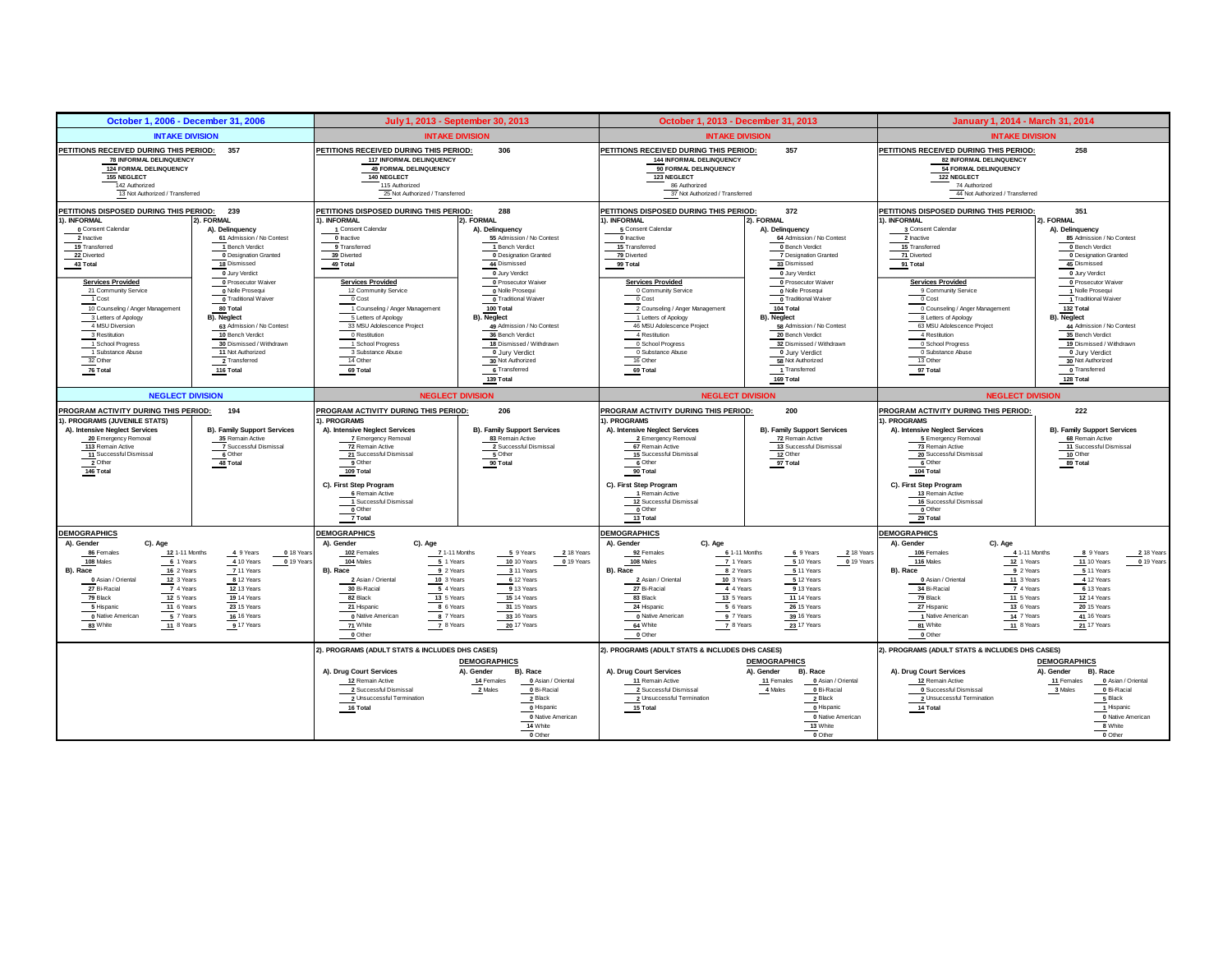## October 1, 2006 - December 31, 2006

### INTAKE DIVISION

**PETITIONS RECEIVED DURING THIS PERIOD: 357**

- 78 INFORMAL DELINQUENCY
- 124 FORMAL DELINQUENCY
- 155 NEGLECT
  - 142 Authorized
  - 13 Not Authorized / Transferred

**PETITIONS DISPOSED DURING THIS PERIOD: 239**

**1). INFORMAL**
- 0 Consent Calendar
- 2 Inactive
- 19 Transferred
- 22 Diverted
- 43 Total

**Services Provided**
- 21 Community Service
- 1 Cost
- 10 Counseling / Anger Management
- 3 Letters of Apology
- 4 MSU Diversion
- 3 Restitution
- 1 School Progress
- 1 Substance Abuse
- 32 Other
- 76 Total

**2). FORMAL**

**A). Delinquency**
- 61 Admission / No Contest
- 1 Bench Verdict
- 0 Designation Granted
- 18 Dismissed
- 0 Jury Verdict
- 0 Prosecutor Waiver
- 0 Nolle Prosequi
- 0 Traditional Waiver
- 80 Total

**B). Neglect**
- 63 Admission / No Contest
- 10 Bench Verdict
- 30 Dismissed / Withdrawn
- 11 Not Authorized
- 2 Transferred
- 116 Total

### NEGLECT DIVISION

**PROGRAM ACTIVITY DURING THIS PERIOD: 194**

**1). PROGRAMS (JUVENILE STATS)**

**A). Intensive Neglect Services**
- 20 Emergency Removal
- 113 Remain Active
- 11 Successful Dismissal
- 2 Other
- 146 Total

**B). Family Support Services**
- 35 Remain Active
- 7 Successful Dismissal
- 6 Other
- 48 Total

### DEMOGRAPHICS

**A). Gender**
- 86 Females
- 108 Males

**B). Race**
- 0 Asian / Oriental
- 27 Bi-Racial
- 79 Black
- 5 Hispanic
- 0 Native American
- 83 White

**C). Age**
- 12 1-11 Months
- 6 1 Years
- 16 2 Years
- 12 3 Years
- 7 4 Years
- 12 5 Years
- 11 6 Years
- 5 7 Years
- 11 8 Years
- 4 9 Years
- 4 10 Years
- 7 11 Years
- 8 12 Years
- 12 13 Years
- 19 14 Years
- 23 15 Years
- 16 16 Years
- 9 17 Years
- 0 18 Years
- 0 19 Years

---

## July 1, 2013 - September 30, 2013

### INTAKE DIVISION

**PETITIONS RECEIVED DURING THIS PERIOD: 306**

- 117 INFORMAL DELINQUENCY
- 49 FORMAL DELINQUENCY
- 140 NEGLECT
  - 115 Authorized
  - 25 Not Authorized / Transferred

**PETITIONS DISPOSED DURING THIS PERIOD: 288**

**1). INFORMAL**
- 1 Consent Calendar
- 0 Inactive
- 9 Transferred
- 39 Diverted
- 49 Total

**Services Provided**
- 12 Community Service
- 0 Cost
- 1 Counseling / Anger Management
- 5 Letters of Apology
- 33 MSU Adolescence Project
- 0 Restitution
- 1 School Progress
- 3 Substance Abuse
- 14 Other
- 69 Total

**2). FORMAL**

**A). Delinquency**
- 55 Admission / No Contest
- 1 Bench Verdict
- 0 Designation Granted
- 44 Dismissed
- 0 Jury Verdict
- 0 Prosecutor Waiver
- 0 Nolle Prosequi
- 0 Traditional Waiver
- 100 Total

**B). Neglect**
- 49 Admission / No Contest
- 36 Bench Verdict
- 18 Dismissed / Withdrawn
- 0 Jury Verdict
- 30 Not Authorized
- 6 Transferred
- 139 Total

### NEGLECT DIVISION

**PROGRAM ACTIVITY DURING THIS PERIOD: 206**

**1). PROGRAMS**

**A). Intensive Neglect Services**
- 7 Emergency Removal
- 72 Remain Active
- 21 Successful Dismissal
- 9 Other
- 109 Total

**B). Family Support Services**
- 83 Remain Active
- 2 Successful Dismissal
- 5 Other
- 90 Total

**C). First Step Program**
- 6 Remain Active
- 1 Successful Dismissal
- 0 Other
- 7 Total

### DEMOGRAPHICS

**A). Gender**
- 102 Females
- 104 Males

**B). Race**
- 2 Asian / Oriental
- 30 Bi-Racial
- 82 Black
- 21 Hispanic
- 0 Native American
- 71 White
- 0 Other

**C). Age**
- 7 1-11 Months
- 5 1 Years
- 9 2 Years
- 10 3 Years
- 5 4 Years
- 13 5 Years
- 8 6 Years
- 8 7 Years
- 7 8 Years
- 5 9 Years
- 10 10 Years
- 3 11 Years
- 6 12 Years
- 9 13 Years
- 15 14 Years
- 31 15 Years
- 33 16 Years
- 20 17 Years
- 2 18 Years
- 0 19 Years

**2). PROGRAMS (ADULT STATS & INCLUDES DHS CASES)**

**A). Drug Court Services**
- 12 Remain Active
- 2 Successful Dismissal
- 2 Unsuccessful Termination
- 16 Total

**DEMOGRAPHICS**

**A). Gender**
- 14 Females
- 2 Males

**B). Race**
- 0 Asian / Oriental
- 0 Bi-Racial
- 2 Black
- 0 Hispanic
- 0 Native American
- 14 White
- 0 Other

---

## October 1, 2013 - December 31, 2013

### INTAKE DIVISION

**PETITIONS RECEIVED DURING THIS PERIOD: 357**

- 144 INFORMAL DELINQUENCY
- 90 FORMAL DELINQUENCY
- 123 NEGLECT
  - 86 Authorized
  - 37 Not Authorized / Transferred

**PETITIONS DISPOSED DURING THIS PERIOD: 372**

**1). INFORMAL**
- 5 Consent Calendar
- 0 Inactive
- 15 Transferred
- 79 Diverted
- 99 Total

**Services Provided**
- 0 Community Service
- 0 Cost
- 2 Counseling / Anger Management
- 1 Letters of Apology
- 46 MSU Adolescence Project
- 4 Restitution
- 0 School Progress
- 0 Substance Abuse
- 16 Other
- 69 Total

**2). FORMAL**

**A). Delinquency**
- 64 Admission / No Contest
- 0 Bench Verdict
- 7 Designation Granted
- 33 Dismissed
- 0 Jury Verdict
- 0 Prosecutor Waiver
- 0 Nolle Prosequi
- 0 Traditional Waiver
- 104 Total

**B). Neglect**
- 58 Admission / No Contest
- 20 Bench Verdict
- 32 Dismissed / Withdrawn
- 0 Jury Verdict
- 58 Not Authorized
- 1 Transferred
- 169 Total

### NEGLECT DIVISION

**PROGRAM ACTIVITY DURING THIS PERIOD: 200**

**1). PROGRAMS**

**A). Intensive Neglect Services**
- 2 Emergency Removal
- 67 Remain Active
- 15 Successful Dismissal
- 6 Other
- 90 Total

**B). Family Support Services**
- 72 Remain Active
- 13 Successful Dismissal
- 12 Other
- 97 Total

**C). First Step Program**
- 1 Remain Active
- 12 Successful Dismissal
- 0 Other
- 13 Total

### DEMOGRAPHICS

**A). Gender**
- 92 Females
- 108 Males

**B). Race**
- 2 Asian / Oriental
- 27 Bi-Racial
- 83 Black
- 24 Hispanic
- 0 Native American
- 64 White
- 0 Other

**C). Age**
- 6 1-11 Months
- 7 1 Years
- 8 2 Years
- 10 3 Years
- 4 4 Years
- 13 5 Years
- 5 6 Years
- 9 7 Years
- 7 8 Years
- 6 9 Years
- 5 10 Years
- 5 11 Years
- 5 12 Years
- 9 13 Years
- 11 14 Years
- 26 15 Years
- 39 16 Years
- 23 17 Years
- 2 18 Years
- 0 19 Years

**2). PROGRAMS (ADULT STATS & INCLUDES DHS CASES)**

**A). Drug Court Services**
- 11 Remain Active
- 2 Successful Dismissal
- 2 Unsuccessful Termination
- 15 Total

**DEMOGRAPHICS**

**A). Gender**
- 11 Females
- 4 Males

**B). Race**
- 0 Asian / Oriental
- 0 Bi-Racial
- 2 Black
- 0 Hispanic
- 0 Native American
- 13 White
- 0 Other

---

## January 1, 2014 - March 31, 2014

### INTAKE DIVISION

**PETITIONS RECEIVED DURING THIS PERIOD: 258**

- 82 INFORMAL DELINQUENCY
- 54 FORMAL DELINQUENCY
- 122 NEGLECT
  - 74 Authorized
  - 44 Not Authorized / Transferred

**PETITIONS DISPOSED DURING THIS PERIOD: 351**

**1). INFORMAL**
- 3 Consent Calendar
- 2 Inactive
- 15 Transferred
- 71 Diverted
- 91 Total

**Services Provided**
- 9 Community Service
- 0 Cost
- 0 Counseling / Anger Management
- 8 Letters of Apology
- 63 MSU Adolescence Project
- 4 Restitution
- 0 School Progress
- 0 Substance Abuse
- 13 Other
- 97 Total

**2). FORMAL**

**A). Delinquency**
- 85 Admission / No Contest
- 0 Bench Verdict
- 0 Designation Granted
- 45 Dismissed
- 0 Jury Verdict
- 0 Prosecutor Waiver
- 1 Nolle Prosequi
- 1 Traditional Waiver
- 132 Total

**B). Neglect**
- 44 Admission / No Contest
- 35 Bench Verdict
- 19 Dismissed / Withdrawn
- 0 Jury Verdict
- 30 Not Authorized
- 0 Transferred
- 128 Total

### NEGLECT DIVISION

**PROGRAM ACTIVITY DURING THIS PERIOD: 222**

**1). PROGRAMS**

**A). Intensive Neglect Services**
- 5 Emergency Removal
- 73 Remain Active
- 20 Successful Dismissal
- 6 Other
- 104 Total

**B). Family Support Services**
- 68 Remain Active
- 11 Successful Dismissal
- 10 Other
- 89 Total

**C). First Step Program**
- 13 Remain Active
- 16 Successful Dismissal
- 0 Other
- 29 Total

### DEMOGRAPHICS

**A). Gender**
- 106 Females
- 116 Males

**B). Race**
- 0 Asian / Oriental
- 34 Bi-Racial
- 79 Black
- 27 Hispanic
- 1 Native American
- 81 White
- 0 Other

**C). Age**
- 4 1-11 Months
- 12 1 Years
- 9 2 Years
- 11 3 Years
- 7 4 Years
- 11 5 Years
- 13 6 Years
- 14 7 Years
- 11 8 Years
- 8 9 Years
- 11 10 Years
- 5 11 Years
- 4 12 Years
- 6 13 Years
- 12 14 Years
- 20 15 Years
- 41 16 Years
- 21 17 Years
- 2 18 Years
- 0 19 Years

**2). PROGRAMS (ADULT STATS & INCLUDES DHS CASES)**

**A). Drug Court Services**
- 12 Remain Active
- 0 Successful Dismissal
- 2 Unsuccessful Termination
- 14 Total

**DEMOGRAPHICS**

**A). Gender**
- 11 Females
- 3 Males

**B). Race**
- 0 Asian / Oriental
- 0 Bi-Racial
- 5 Black
- 1 Hispanic
- 0 Native American
- 8 White
- 0 Other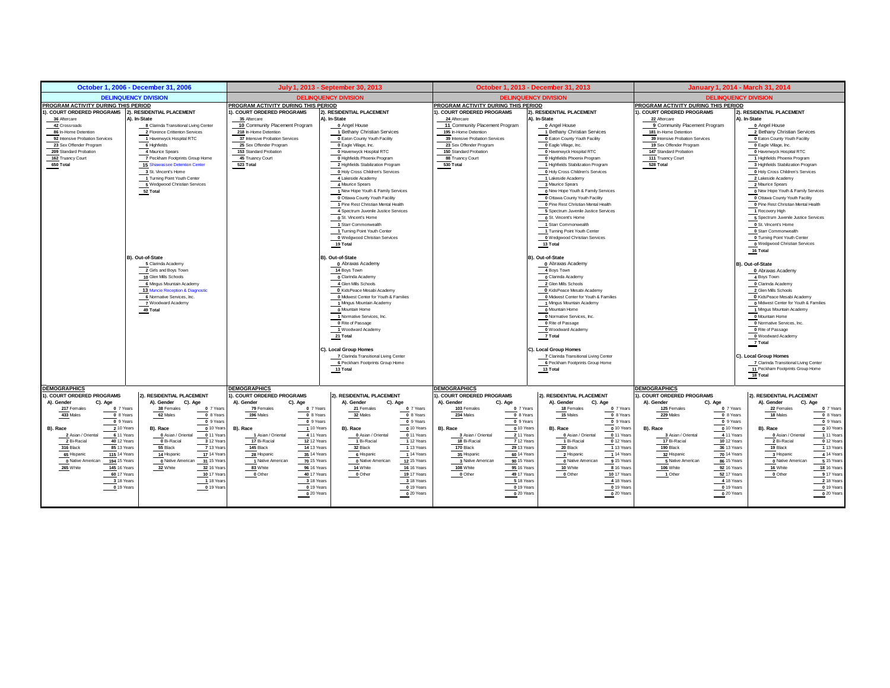## October 1, 2006 - December 31, 2006

### DELINQUENCY DIVISION

**PROGRAM ACTIVITY DURING THIS PERIOD**

**1). COURT ORDERED PROGRAMS**

| Count | Program |
|---|---|
| 36 | Aftercare |
| 42 | Crossroads |
| 86 | In-Home Detention |
| 92 | Intensive Probation Services |
| 23 | Sex Offender Program |
| 209 | Standard Probation |
| 162 | Truancy Court |
| 650 | Total |

**2). RESIDENTIAL PLACEMENT**

**A). In-State**

| Count | Facility |
|---|---|
| 8 | Clarinda Transitional Living Center |
| 2 | Florence Crittenton Services |
| 1 | Havenwyck Hospital RTC |
| 6 | Highfields |
| 4 | Maurice Spears |
| 7 | Peckham Footprints Group Home |
| 15 | Shiawassee Detention Center |
| 3 | St. Vincent's Home |
| 1 | Turning Point Youth Center |
| 5 | Wedgwood Christian Services |
| 52 | Total |

**B). Out-of-State**

| Count | Facility |
|---|---|
| 5 | Clarinda Academy |
| 2 | Girls and Boys Town |
| 10 | Glen Mills Schools |
| 6 | Mingus Mountain Academy |
| 13 | Muncie Reception & Diagnostic |
| 6 | Normative Services, Inc. |
| 7 | Woodward Academy |
| 49 | Total |

**DEMOGRAPHICS**

**1). COURT ORDERED PROGRAMS**

A). Gender: 217 Females; 433 Males

B). Race: 2 Asian / Oriental; 2 Bi-Racial; 316 Black; 65 Hispanic; 0 Native American; 265 White

C). Age: 0 7 Years; 0 8 Years; 0 9 Years; 2 10 Years; 6 11 Years; 40 12 Years; 85 13 Years; 115 14 Years; 194 15 Years; 145 16 Years; 60 17 Years; 3 18 Years; 0 19 Years

**2). RESIDENTIAL PLACEMENT**

A). Gender: 38 Females; 62 Males

B). Race: 0 Asian / Oriental; 0 Bi-Racial; 55 Black; 14 Hispanic; 0 Native American; 32 White

C). Age: 0 7 Years; 0 8 Years; 0 9 Years; 0 10 Years; 0 11 Years; 3 12 Years; 7 13 Years; 17 14 Years; 31 15 Years; 32 16 Years; 10 17 Years; 1 18 Years; 0 19 Years

---

## July 1, 2013 - September 30, 2013

### DELINQUENCY DIVISION

**PROGRAM ACTIVITY DURING THIS PERIOD**

**1). COURT ORDERED PROGRAMS**

| Count | Program |
|---|---|
| 35 | Aftercare |
| 10 | Community Placement Program |
| 218 | In-Home Detention |
| 37 | Intensive Probation Services |
| 25 | Sex Offender Program |
| 153 | Standard Probation |
| 45 | Truancy Court |
| 523 | Total |

**2). RESIDENTIAL PLACEMENT**

**A). In-State**

| Count | Facility |
|---|---|
| 0 | Angel House |
| 1 | Bethany Christian Services |
| 0 | Eaton County Youth Facility |
| 0 | Eagle Village, Inc. |
| 0 | Havenwyck Hospital RTC |
| 0 | Highfields Phoenix Program |
| 2 | Highfields Stabilization Program |
| 0 | Holy Cross Children's Services |
| 4 | Lakeside Academy |
| 4 | Maurice Spears |
| 1 | New Hope Youth & Family Services |
| 0 | Ottawa County Youth Facility |
| 1 | Pine Rest Christian Mental Health |
| 4 | Spectrum Juvenile Justice Services |
| 0 | St. Vincent's Home |
| 1 | Starr Commonwealth |
| 1 | Turning Point Youth Center |
| 0 | Wedgwood Christian Services |
| 19 | Total |

**B). Out-of-State**

| Count | Facility |
|---|---|
| 0 | Abraxas Academy |
| 14 | Boys Town |
| 0 | Clarinda Academy |
| 4 | Glen Mills Schools |
| 0 | KidsPeace Mesabi Academy |
| 0 | Midwest Center for Youth & Families |
| 1 | Mingus Mountain Academy |
| 0 | Mountain Home |
| 1 | Normative Services, Inc. |
| 0 | Rite of Passage |
| 1 | Woodward Academy |
| 21 | Total |

**C). Local Group Homes**

| Count | Facility |
|---|---|
| 7 | Clarinda Transitional Living Center |
| 6 | Peckham Footprints Group Home |
| 13 | Total |

**DEMOGRAPHICS**

**1). COURT ORDERED PROGRAMS**

A). Gender: 79 Females; 196 Males

B). Race: 1 Asian / Oriental; 17 Bi-Racial; 145 Black; 28 Hispanic; 1 Native American; 83 White; 0 Other

C). Age: 0 7 Years; 0 8 Years; 0 9 Years; 1 10 Years; 4 11 Years; 12 12 Years; 14 13 Years; 35 14 Years; 70 15 Years; 96 16 Years; 40 17 Years; 3 18 Years; 0 19 Years; 0 20 Years

**2). RESIDENTIAL PLACEMENT**

A). Gender: 21 Females; 32 Males

B). Race: 0 Asian / Oriental; 1 Bi-Racial; 32 Black; 6 Hispanic; 0 Native American; 14 White; 0 Other

C). Age: 0 7 Years; 0 8 Years; 0 9 Years; 0 10 Years; 0 11 Years; 1 12 Years; 1 13 Years; 1 14 Years; 12 15 Years; 16 16 Years; 19 17 Years; 3 18 Years; 0 19 Years; 0 20 Years

---

## October 1, 2013 - December 31, 2013

### DELINQUENCY DIVISION

**PROGRAM ACTIVITY DURING THIS PERIOD**

**1). COURT ORDERED PROGRAMS**

| Count | Program |
|---|---|
| 24 | Aftercare |
| 11 | Community Placement Program |
| 195 | In-Home Detention |
| 39 | Intensive Probation Services |
| 23 | Sex Offender Program |
| 150 | Standard Probation |
| 88 | Truancy Court |
| 530 | Total |

**2). RESIDENTIAL PLACEMENT**

**A). In-State**

| Count | Facility |
|---|---|
| 0 | Angel House |
| 1 | Bethany Christian Services |
| 0 | Eaton County Youth Facility |
| 0 | Eagle Village, Inc. |
| 0 | Havenwyck Hospital RTC |
| 0 | Highfields Phoenix Program |
| 1 | Highfields Stabilization Program |
| 0 | Holy Cross Children's Services |
| 1 | Lakeside Academy |
| 3 | Maurice Spears |
| 0 | New Hope Youth & Family Services |
| 0 | Ottawa County Youth Facility |
| 0 | Pine Rest Christian Mental Health |
| 5 | Spectrum Juvenile Justice Services |
| 0 | St. Vincent's Home |
| 1 | Starr Commonwealth |
| 1 | Turning Point Youth Center |
| 0 | Wedgwood Christian Services |
| 13 | Total |

**B). Out-of-State**

| Count | Facility |
|---|---|
| 0 | Abraxas Academy |
| 4 | Boys Town |
| 0 | Clarinda Academy |
| 2 | Glen Mills Schools |
| 0 | KidsPeace Mesabi Academy |
| 0 | Midwest Center for Youth & Families |
| 1 | Mingus Mountain Academy |
| 0 | Mountain Home |
| 0 | Normative Services, Inc. |
| 0 | Rite of Passage |
| 0 | Woodward Academy |
| 7 | Total |

**C). Local Group Homes**

| Count | Facility |
|---|---|
| 7 | Clarinda Transitional Living Center |
| 6 | Peckham Footprints Group Home |
| 13 | Total |

**DEMOGRAPHICS**

**1). COURT ORDERED PROGRAMS**

A). Gender: 103 Females; 234 Males

B). Race: 3 Asian / Oriental; 18 Bi-Racial; 170 Black; 35 Hispanic; 3 Native American; 108 White; 0 Other

C). Age: 0 7 Years; 0 8 Years; 0 9 Years; 0 10 Years; 2 11 Years; 7 12 Years; 29 13 Years; 60 14 Years; 90 15 Years; 95 16 Years; 49 17 Years; 5 18 Years; 0 19 Years; 0 20 Years

**2). RESIDENTIAL PLACEMENT**

A). Gender: 18 Females; 15 Males

B). Race: 0 Asian / Oriental; 1 Bi-Racial; 20 Black; 2 Hispanic; 0 Native American; 10 White; 0 Other

C). Age: 0 7 Years; 0 8 Years; 0 9 Years; 0 10 Years; 0 11 Years; 0 12 Years; 1 13 Years; 1 14 Years; 9 15 Years; 8 16 Years; 10 17 Years; 4 18 Years; 0 19 Years; 0 20 Years

---

## January 1, 2014 - March 31, 2014

### DELINQUENCY DIVISION

**PROGRAM ACTIVITY DURING THIS PERIOD**

**1). COURT ORDERED PROGRAMS**

| Count | Program |
|---|---|
| 22 | Aftercare |
| 9 | Community Placement Program |
| 181 | In-Home Detention |
| 39 | Intensive Probation Services |
| 19 | Sex Offender Program |
| 147 | Standard Probation |
| 111 | Truancy Court |
| 528 | Total |

**2). RESIDENTIAL PLACEMENT**

**A). In-State**

| Count | Facility |
|---|---|
| 0 | Angel House |
| 2 | Bethany Christian Services |
| 0 | Eaton County Youth Facility |
| 0 | Eagle Village, Inc. |
| 0 | Havenwyck Hospital RTC |
| 1 | Highfields Phoenix Program |
| 3 | Highfields Stabilization Program |
| 0 | Holy Cross Children's Services |
| 2 | Lakeside Academy |
| 2 | Maurice Spears |
| 0 | New Hope Youth & Family Services |
| 0 | Ottawa County Youth Facility |
| 0 | Pine Rest Christian Mental Health |
| 1 | Recovery High |
| 5 | Spectrum Juvenile Justice Services |
| 0 | St. Vincent's Home |
| 0 | Starr Commonwealth |
| 0 | Turning Point Youth Center |
| 0 | Wedgwood Christian Services |
| 16 | Total |

**B). Out-of-State**

| Count | Facility |
|---|---|
| 0 | Abraxas Academy |
| 4 | Boys Town |
| 0 | Clarinda Academy |
| 2 | Glen Mills Schools |
| 0 | KidsPeace Mesabi Academy |
| 0 | Midwest Center for Youth & Families |
| 1 | Mingus Mountain Academy |
| 0 | Mountain Home |
| 0 | Normative Services, Inc. |
| 0 | Rite of Passage |
| 0 | Woodward Academy |
| 7 | Total |

**C). Local Group Homes**

| Count | Facility |
|---|---|
| 7 | Clarinda Transitional Living Center |
| 11 | Peckham Footprints Group Home |
| 18 | Total |

**DEMOGRAPHICS**

**1). COURT ORDERED PROGRAMS**

A). Gender: 125 Females; 229 Males

B). Race: 3 Asian / Oriental; 17 Bi-Racial; 190 Black; 32 Hispanic; 5 Native American; 106 White; 1 Other

C). Age: 0 7 Years; 0 8 Years; 0 9 Years; 0 10 Years; 4 11 Years; 10 12 Years; 36 13 Years; 70 14 Years; 86 15 Years; 92 16 Years; 52 17 Years; 4 18 Years; 0 19 Years; 0 20 Years

**2). RESIDENTIAL PLACEMENT**

A). Gender: 22 Females; 18 Males

B). Race: 0 Asian / Oriental; 2 Bi-Racial; 19 Black; 3 Hispanic; 0 Native American; 16 White; 0 Other

C). Age: 0 7 Years; 0 8 Years; 0 9 Years; 0 10 Years; 1 11 Years; 0 12 Years; 1 13 Years; 4 14 Years; 5 15 Years; 18 16 Years; 9 17 Years; 2 18 Years; 0 19 Years; 0 20 Years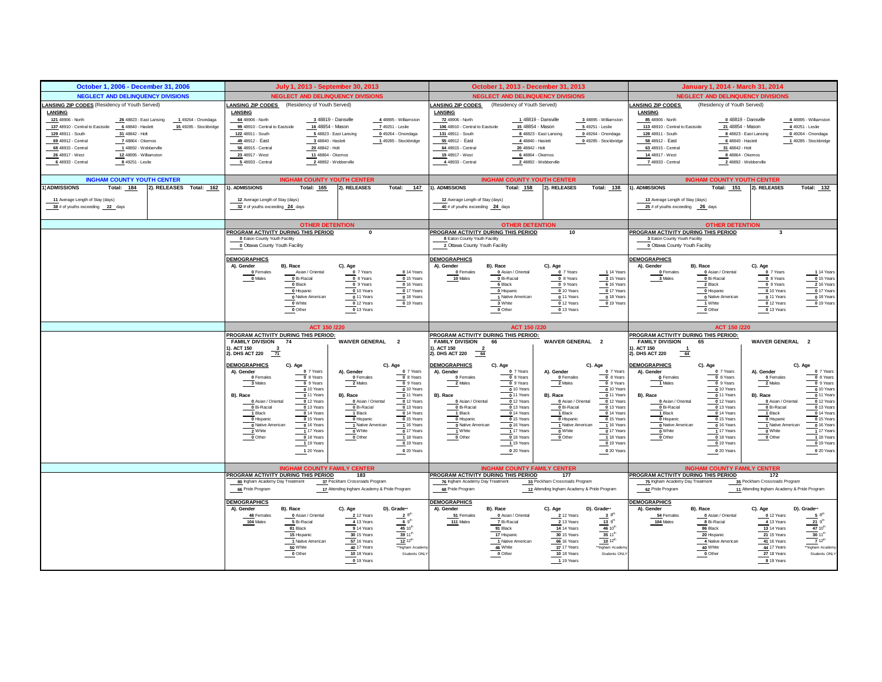# NEGLECT AND DELINQUENCY DIVISIONS

## LANSING ZIP CODES (Residency of Youth Served)

| Zip Code | October 1, 2006 - December 31, 2006 | July 1, 2013 - September 30, 2013 | October 1, 2013 - December 31, 2013 | January 1, 2014 - March 31, 2014 |
|---|---|---|---|---|
| **LANSING** | | | | |
| 48906 - North | 121 | 64 | 72 | 85 |
| 48910 - Central to Eastside | 137 | 99 | 106 | 113 |
| 48911 - South | 129 | 122 | 131 | 128 |
| 48912 - Central / East | 69 | 49 | 52 | 58 |
| 48915 - Central | 68 | 56 | 64 | 63 |
| 48917 - West | 26 | 23 | 19 | 14 |
| 48933 - Central | 6 | 5 | 4 | 7 |
| 48819 - Dansville | | 3 | 1 | 0 |
| 48854 - Mason | | 16 | 15 | 21 |
| 48823 - East Lansing | 26 | 5 | 8 | 8 |
| 48840 - Haslett | 6 | 3 | 4 | 6 |
| 48842 - Holt | 31 | 20 | 20 | 31 |
| 48864 - Okemos | 7 | 11 | 6 | 8 |
| 48892 - Webberville | 1 | 2 | 2 | 2 |
| 48895 - Williamston | 12 | 4 | 3 | 4 |
| 49251 - Leslie | 8 | 7 | 5 | 4 |
| 49264 - Onondaga | 1 | 0 | 0 | 0 |
| 49285 - Stockbridge | 15 | 1 | 0 | 1 |

## INGHAM COUNTY YOUTH CENTER

| | October 1, 2006 - December 31, 2006 | July 1, 2013 - September 30, 2013 | October 1, 2013 - December 31, 2013 | January 1, 2014 - March 31, 2014 |
|---|---|---|---|---|
| 1). ADMISSIONS Total | 184 | 165 | 158 | 151 |
| 2). RELEASES Total | 162 | 147 | 138 | 132 |
| Average Length of Stay (days) | 11 | 12 | 12 | 13 |
| # of youths exceeding __ days | 38 (22 days) | 32 (24 days) | 40 (24 days) | 25 (26 days) |

## OTHER DETENTION

| | July 1, 2013 - September 30, 2013 | October 1, 2013 - December 31, 2013 | January 1, 2014 - March 31, 2014 |
|---|---|---|---|
| PROGRAM ACTIVITY DURING THIS PERIOD | 0 | 10 | 3 |
| Eaton County Youth Facility | 0 | 8 | 3 |
| Ottawa County Youth Facility | 0 | 2 | 0 |
| **DEMOGRAPHICS** | | | |
| A). Gender – Females | 0 | 0 | 0 |
| A). Gender – Males | 0 | 10 | 3 |
| B). Race – Asian / Oriental | | 0 | 0 |
| B). Race – Bi-Racial | 0 | 0 | 0 |
| B). Race – Black | 0 | 6 | 2 |
| B). Race – Hispanic | 0 | 0 | 0 |
| B). Race – Native American | 0 | 1 | 0 |
| B). Race – White | 0 | 3 | 1 |
| B). Race – Other | 0 | 0 | 0 |
| C). Age – 7 Years | 0 | 0 | 0 |
| C). Age – 8 Years | 0 | 0 | 0 |
| C). Age – 9 Years | 0 | 0 | 0 |
| C). Age – 10 Years | 0 | 0 | 0 |
| C). Age – 11 Years | 0 | 0 | 0 |
| C). Age – 12 Years | 0 | 0 | 0 |
| C). Age – 13 Years | 0 | 0 | 0 |
| C). Age – 14 Years | 0 | 1 | 1 |
| C). Age – 15 Years | 0 | 3 | 0 |
| C). Age – 16 Years | 0 | 6 | 2 |
| C). Age – 17 Years | 0 | 0 | 0 |
| C). Age – 18 Years | 0 | 0 | 0 |
| C). Age – 19 Years | 0 | 0 | 0 |

## ACT 150 /220

PROGRAM ACTIVITY DURING THIS PERIOD:

| | July 1, 2013 - September 30, 2013 | October 1, 2013 - December 31, 2013 | January 1, 2014 - March 31, 2014 |
|---|---|---|---|
| FAMILY DIVISION | 74 | 66 | 65 |
| 1). ACT 150 | 3 | 2 | 1 |
| 2). DHS ACT 220 | 71 | 64 | 64 |
| WAIVER GENERAL | 2 | 2 | 2 |

### DEMOGRAPHICS – Family Division / Waiver General

| | Jul–Sep 2013 Family Division | Jul–Sep 2013 Waiver General | Oct–Dec 2013 Family Division | Oct–Dec 2013 Waiver General | Jan–Mar 2014 Family Division | Jan–Mar 2014 Waiver General |
|---|---|---|---|---|---|---|
| A). Gender – Females | 0 | 0 | 0 | 0 | 0 | 0 |
| A). Gender – Males | 3 | 2 | 2 | 2 | 1 | 2 |
| B). Race – Asian / Oriental | 0 | 0 | 0 | 0 | 0 | 0 |
| B). Race – Bi-Racial | 0 | 0 | 0 | 0 | 0 | 0 |
| B). Race – Black | 1 | 1 | 1 | 1 | 1 | 1 |
| B). Race – Hispanic | 0 | 0 | 0 | 0 | 0 | 0 |
| B). Race – Native American | 0 | 1 | 0 | 1 | 0 | 1 |
| B). Race – White | 2 | 0 | 1 | 0 | 0 | 0 |
| B). Race – Other | 0 | 0 | 0 | 0 | 0 | 0 |
| C). Age – 7 Years | 0 | 0 | 0 | 0 | 0 | 0 |
| C). Age – 8 Years | 0 | 0 | 0 | 0 | 0 | 0 |
| C). Age – 9 Years | 0 | 0 | 0 | 0 | 0 | 0 |
| C). Age – 10 Years | 0 | 0 | 0 | 0 | 0 | 0 |
| C). Age – 11 Years | 0 | 0 | 0 | 0 | 0 | 0 |
| C). Age – 12 Years | 0 | 0 | 0 | 0 | 0 | 0 |
| C). Age – 13 Years | 0 | 0 | 0 | 0 | 0 | 0 |
| C). Age – 14 Years | 0 | 0 | 0 | 0 | 0 | 0 |
| C). Age – 15 Years | 0 | 0 | 0 | 0 | 0 | 0 |
| C). Age – 16 Years | 0 | 1 | 0 | 1 | 0 | 0 |
| C). Age – 17 Years | 1 | 0 | 1 | 0 | 1 | 0 |
| C). Age – 18 Years | 0 | 1 | 0 | 1 | 0 | 1 |
| C). Age – 19 Years | 1 | 0 | 1 | 0 | 0 | 0 |
| C). Age – 20 Years | 1 | 0 | 0 | 0 | 0 | 0 |

## INGHAM COUNTY FAMILY CENTER

| | July 1, 2013 - September 30, 2013 | October 1, 2013 - December 31, 2013 | January 1, 2014 - March 31, 2014 |
|---|---|---|---|
| PROGRAM ACTIVITY DURING THIS PERIOD | 183 | 177 | 172 |
| Ingham Academy Day Treatment | 80 | 76 | 75 |
| Peckham Crossroads Program | 37 | 33 | 35 |
| Pride Program | 66 | 68 | 62 |
| Attending Ingham Academy & Pride Program | 17 | 12 | 11 |
| **DEMOGRAPHICS** | | | |
| A). Gender – Females | 48 | 51 | 54 |
| A). Gender – Males | 104 | 111 | 104 |
| B). Race – Asian / Oriental | 0 | 0 | 0 |
| B). Race – Bi-Racial | 5 | 7 | 8 |
| B). Race – Black | 81 | 91 | 86 |
| B). Race – Hispanic | 15 | 17 | 20 |
| B). Race – Native American | 1 | 1 | 4 |
| B). Race – White | 50 | 46 | 40 |
| B). Race – Other | 0 | 0 | 0 |
| C). Age – 12 Years | 2 | 2 | 0 |
| C). Age – 13 Years | 4 | 2 | 4 |
| C). Age – 14 Years | 9 | 14 | 13 |
| C). Age – 15 Years | 30 | 30 | 21 |
| C). Age – 16 Years | 57 | 66 | 41 |
| C). Age – 17 Years | 40 | 37 | 44 |
| C). Age – 18 Years | 10 | 10 | 27 |
| C). Age – 19 Years | 0 | 1 | 8 |
| D). Grade** – 8th | 2 | 3 | 5 |
| D). Grade** – 9th | 6 | 13 | 21 |
| D). Grade** – 10th | 45 | 46 | 47 |
| D). Grade** – 11th | 39 | 35 | 30 |
| D). Grade** – 12th | 12 | 10 | 7 |

**Ingham Academy Students ONLY